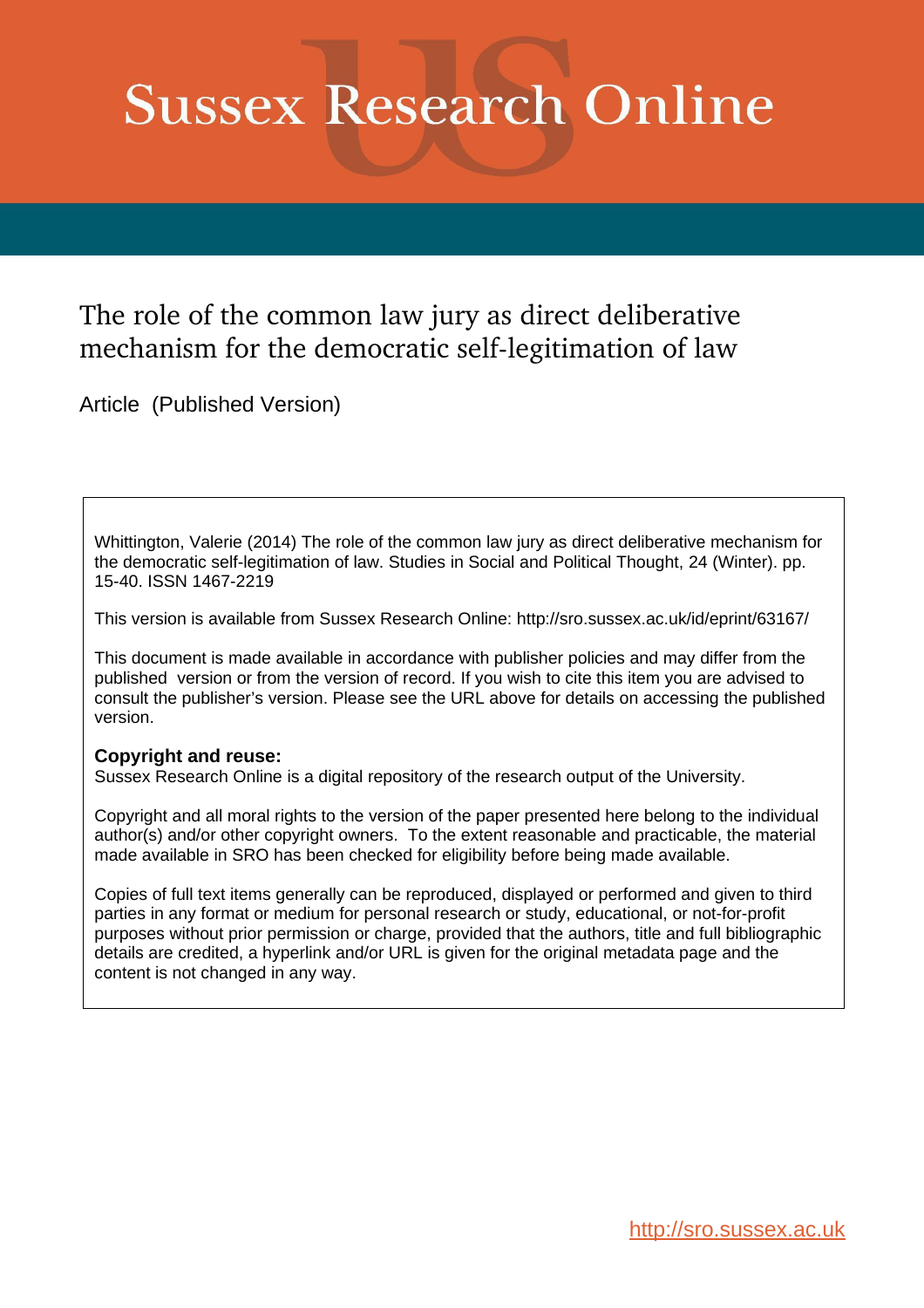# Sussex Research Online

## The role of the common law jury as direct deliberative mechanism for the democratic self-legitimation of law

Article (Published Version)

Whittington, Valerie (2014) The role of the common law jury as direct deliberative mechanism for the democratic self-legitimation of law. Studies in Social and Political Thought, 24 (Winter). pp. 15-40. ISSN 1467-2219

This version is available from Sussex Research Online: http://sro.sussex.ac.uk/id/eprint/63167/

This document is made available in accordance with publisher policies and may differ from the published version or from the version of record. If you wish to cite this item you are advised to consult the publisher's version. Please see the URL above for details on accessing the published version.

**Copyright and reuse:**
Sussex Research Online is a digital repository of the research output of the University.

Copyright and all moral rights to the version of the paper presented here belong to the individual author(s) and/or other copyright owners. To the extent reasonable and practicable, the material made available in SRO has been checked for eligibility before being made available.

Copies of full text items generally can be reproduced, displayed or performed and given to third parties in any format or medium for personal research or study, educational, or not-for-profit purposes without prior permission or charge, provided that the authors, title and full bibliographic details are credited, a hyperlink and/or URL is given for the original metadata page and the content is not changed in any way.

http://sro.sussex.ac.uk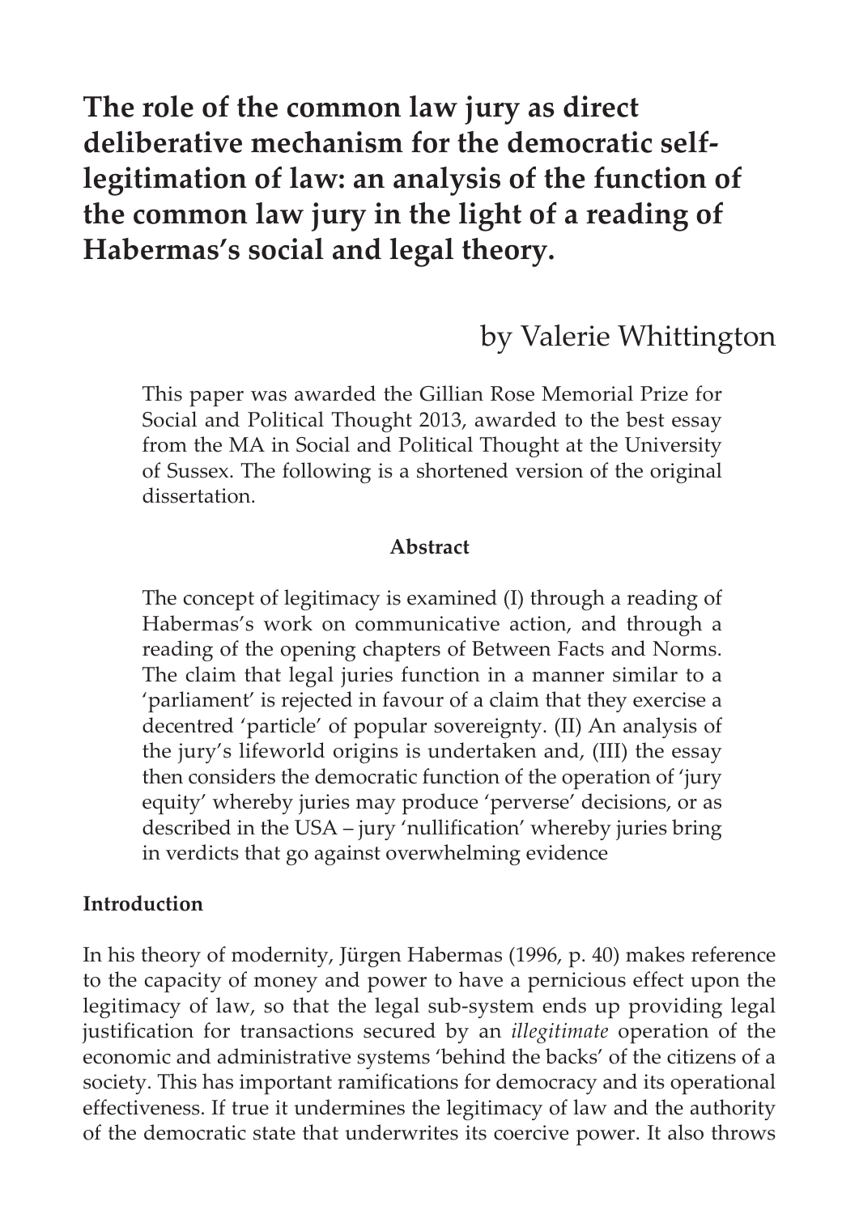# The role of the common law jury as direct deliberative mechanism for the democratic self-legitimation of law: an analysis of the function of the common law jury in the light of a reading of Habermas's social and legal theory.

by Valerie Whittington

This paper was awarded the Gillian Rose Memorial Prize for Social and Political Thought 2013, awarded to the best essay from the MA in Social and Political Thought at the University of Sussex. The following is a shortened version of the original dissertation.

**Abstract**

The concept of legitimacy is examined (I) through a reading of Habermas's work on communicative action, and through a reading of the opening chapters of Between Facts and Norms. The claim that legal juries function in a manner similar to a 'parliament' is rejected in favour of a claim that they exercise a decentred 'particle' of popular sovereignty. (II) An analysis of the jury's lifeworld origins is undertaken and, (III) the essay then considers the democratic function of the operation of 'jury equity' whereby juries may produce 'perverse' decisions, or as described in the USA – jury 'nullification' whereby juries bring in verdicts that go against overwhelming evidence

## Introduction

In his theory of modernity, Jürgen Habermas (1996, p. 40) makes reference to the capacity of money and power to have a pernicious effect upon the legitimacy of law, so that the legal sub-system ends up providing legal justification for transactions secured by an *illegitimate* operation of the economic and administrative systems 'behind the backs' of the citizens of a society. This has important ramifications for democracy and its operational effectiveness. If true it undermines the legitimacy of law and the authority of the democratic state that underwrites its coercive power. It also throws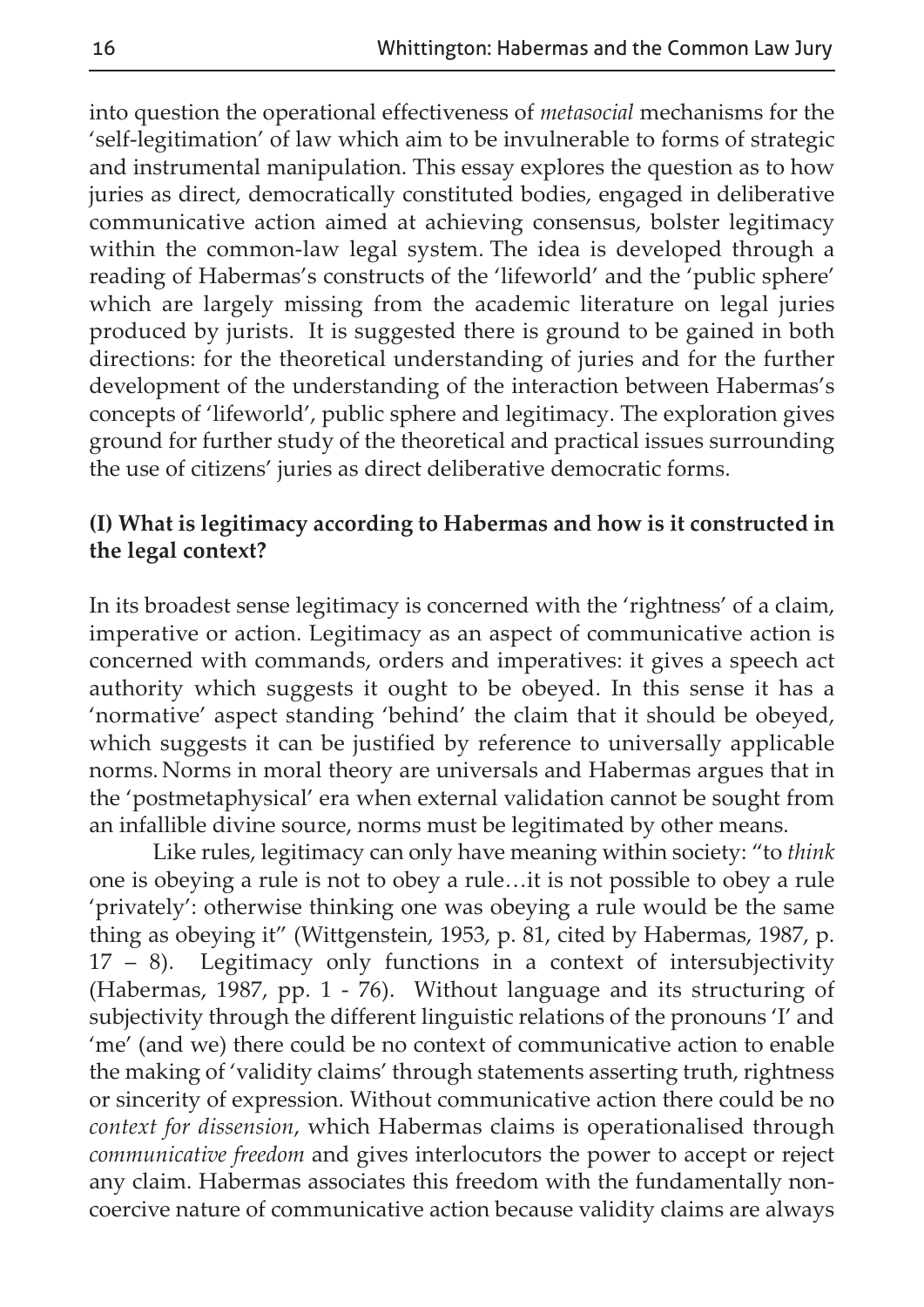into question the operational effectiveness of *metasocial* mechanisms for the 'self-legitimation' of law which aim to be invulnerable to forms of strategic and instrumental manipulation. This essay explores the question as to how juries as direct, democratically constituted bodies, engaged in deliberative communicative action aimed at achieving consensus, bolster legitimacy within the common-law legal system. The idea is developed through a reading of Habermas's constructs of the 'lifeworld' and the 'public sphere' which are largely missing from the academic literature on legal juries produced by jurists. It is suggested there is ground to be gained in both directions: for the theoretical understanding of juries and for the further development of the understanding of the interaction between Habermas's concepts of 'lifeworld', public sphere and legitimacy. The exploration gives ground for further study of the theoretical and practical issues surrounding the use of citizens' juries as direct deliberative democratic forms.

**(I) What is legitimacy according to Habermas and how is it constructed in the legal context?**

In its broadest sense legitimacy is concerned with the 'rightness' of a claim, imperative or action. Legitimacy as an aspect of communicative action is concerned with commands, orders and imperatives: it gives a speech act authority which suggests it ought to be obeyed. In this sense it has a 'normative' aspect standing 'behind' the claim that it should be obeyed, which suggests it can be justified by reference to universally applicable norms. Norms in moral theory are universals and Habermas argues that in the 'postmetaphysical' era when external validation cannot be sought from an infallible divine source, norms must be legitimated by other means.

Like rules, legitimacy can only have meaning within society: "to *think* one is obeying a rule is not to obey a rule…it is not possible to obey a rule 'privately': otherwise thinking one was obeying a rule would be the same thing as obeying it" (Wittgenstein, 1953, p. 81, cited by Habermas, 1987, p. 17 – 8). Legitimacy only functions in a context of intersubjectivity (Habermas, 1987, pp. 1 - 76). Without language and its structuring of subjectivity through the different linguistic relations of the pronouns 'I' and 'me' (and we) there could be no context of communicative action to enable the making of 'validity claims' through statements asserting truth, rightness or sincerity of expression. Without communicative action there could be no *context for dissension*, which Habermas claims is operationalised through *communicative freedom* and gives interlocutors the power to accept or reject any claim. Habermas associates this freedom with the fundamentally non-coercive nature of communicative action because validity claims are always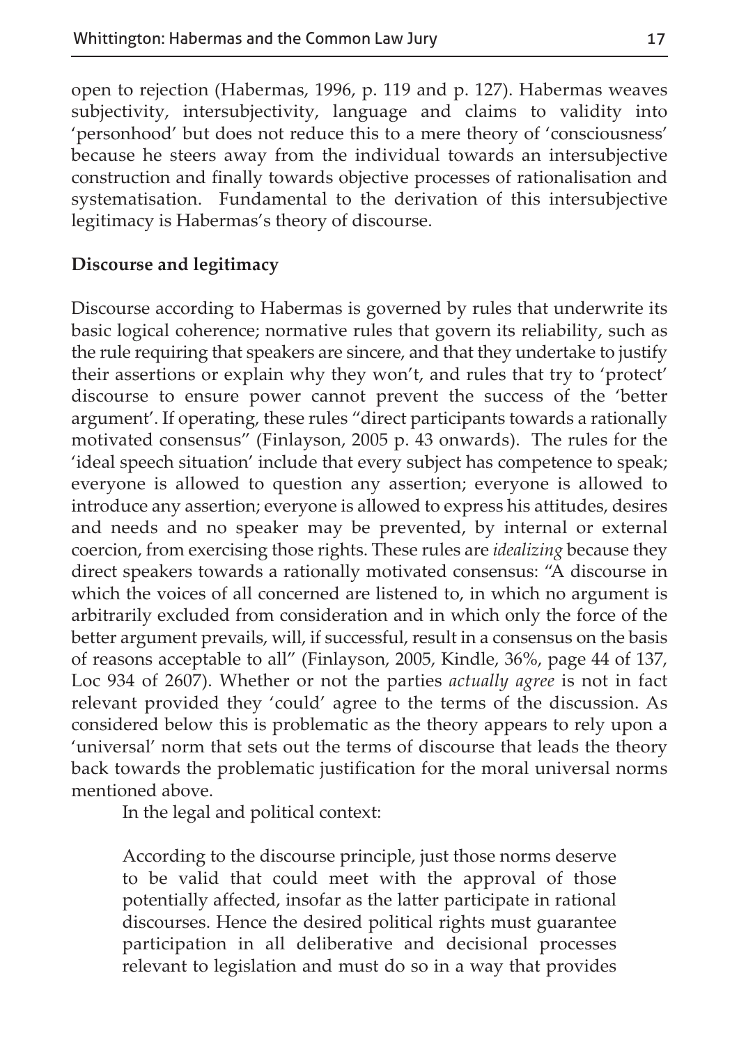open to rejection (Habermas, 1996, p. 119 and p. 127). Habermas weaves subjectivity, intersubjectivity, language and claims to validity into 'personhood' but does not reduce this to a mere theory of 'consciousness' because he steers away from the individual towards an intersubjective construction and finally towards objective processes of rationalisation and systematisation. Fundamental to the derivation of this intersubjective legitimacy is Habermas's theory of discourse.

**Discourse and legitimacy**

Discourse according to Habermas is governed by rules that underwrite its basic logical coherence; normative rules that govern its reliability, such as the rule requiring that speakers are sincere, and that they undertake to justify their assertions or explain why they won't, and rules that try to 'protect' discourse to ensure power cannot prevent the success of the 'better argument'. If operating, these rules "direct participants towards a rationally motivated consensus" (Finlayson, 2005 p. 43 onwards). The rules for the 'ideal speech situation' include that every subject has competence to speak; everyone is allowed to question any assertion; everyone is allowed to introduce any assertion; everyone is allowed to express his attitudes, desires and needs and no speaker may be prevented, by internal or external coercion, from exercising those rights. These rules are *idealizing* because they direct speakers towards a rationally motivated consensus: "A discourse in which the voices of all concerned are listened to, in which no argument is arbitrarily excluded from consideration and in which only the force of the better argument prevails, will, if successful, result in a consensus on the basis of reasons acceptable to all" (Finlayson, 2005, Kindle, 36%, page 44 of 137, Loc 934 of 2607). Whether or not the parties *actually agree* is not in fact relevant provided they 'could' agree to the terms of the discussion. As considered below this is problematic as the theory appears to rely upon a 'universal' norm that sets out the terms of discourse that leads the theory back towards the problematic justification for the moral universal norms mentioned above.

In the legal and political context:

> According to the discourse principle, just those norms deserve to be valid that could meet with the approval of those potentially affected, insofar as the latter participate in rational discourses. Hence the desired political rights must guarantee participation in all deliberative and decisional processes relevant to legislation and must do so in a way that provides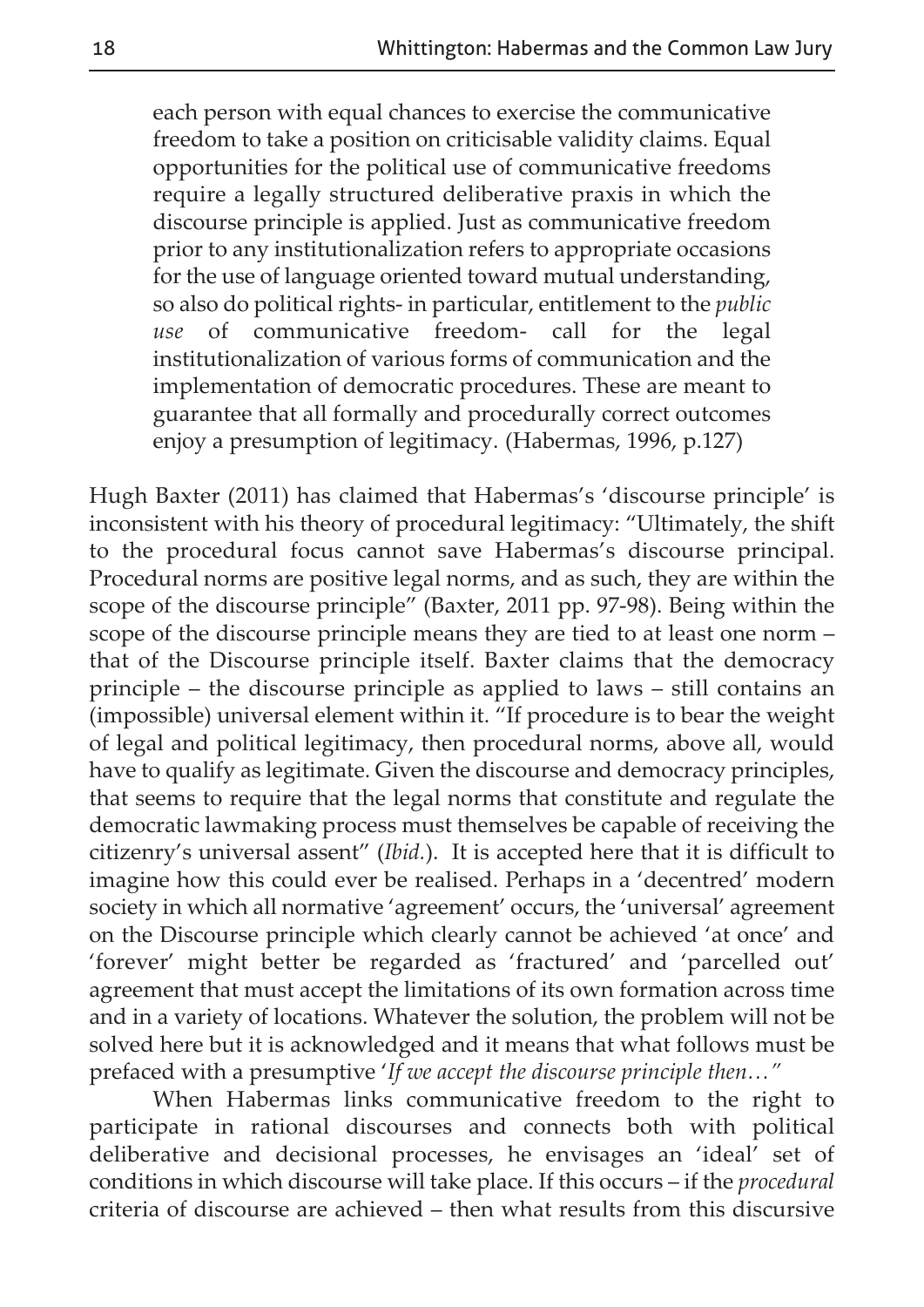> each person with equal chances to exercise the communicative freedom to take a position on criticisable validity claims. Equal opportunities for the political use of communicative freedoms require a legally structured deliberative praxis in which the discourse principle is applied. Just as communicative freedom prior to any institutionalization refers to appropriate occasions for the use of language oriented toward mutual understanding, so also do political rights- in particular, entitlement to the *public use* of communicative freedom- call for the legal institutionalization of various forms of communication and the implementation of democratic procedures. These are meant to guarantee that all formally and procedurally correct outcomes enjoy a presumption of legitimacy. (Habermas, 1996, p.127)

Hugh Baxter (2011) has claimed that Habermas's 'discourse principle' is inconsistent with his theory of procedural legitimacy: "Ultimately, the shift to the procedural focus cannot save Habermas's discourse principal. Procedural norms are positive legal norms, and as such, they are within the scope of the discourse principle" (Baxter, 2011 pp. 97-98). Being within the scope of the discourse principle means they are tied to at least one norm – that of the Discourse principle itself. Baxter claims that the democracy principle – the discourse principle as applied to laws – still contains an (impossible) universal element within it. "If procedure is to bear the weight of legal and political legitimacy, then procedural norms, above all, would have to qualify as legitimate. Given the discourse and democracy principles, that seems to require that the legal norms that constitute and regulate the democratic lawmaking process must themselves be capable of receiving the citizenry's universal assent" (*Ibid.*). It is accepted here that it is difficult to imagine how this could ever be realised. Perhaps in a 'decentred' modern society in which all normative 'agreement' occurs, the 'universal' agreement on the Discourse principle which clearly cannot be achieved 'at once' and 'forever' might better be regarded as 'fractured' and 'parcelled out' agreement that must accept the limitations of its own formation across time and in a variety of locations. Whatever the solution, the problem will not be solved here but it is acknowledged and it means that what follows must be prefaced with a presumptive '*If we accept the discourse principle then…"*

When Habermas links communicative freedom to the right to participate in rational discourses and connects both with political deliberative and decisional processes, he envisages an 'ideal' set of conditions in which discourse will take place. If this occurs – if the *procedural* criteria of discourse are achieved – then what results from this discursive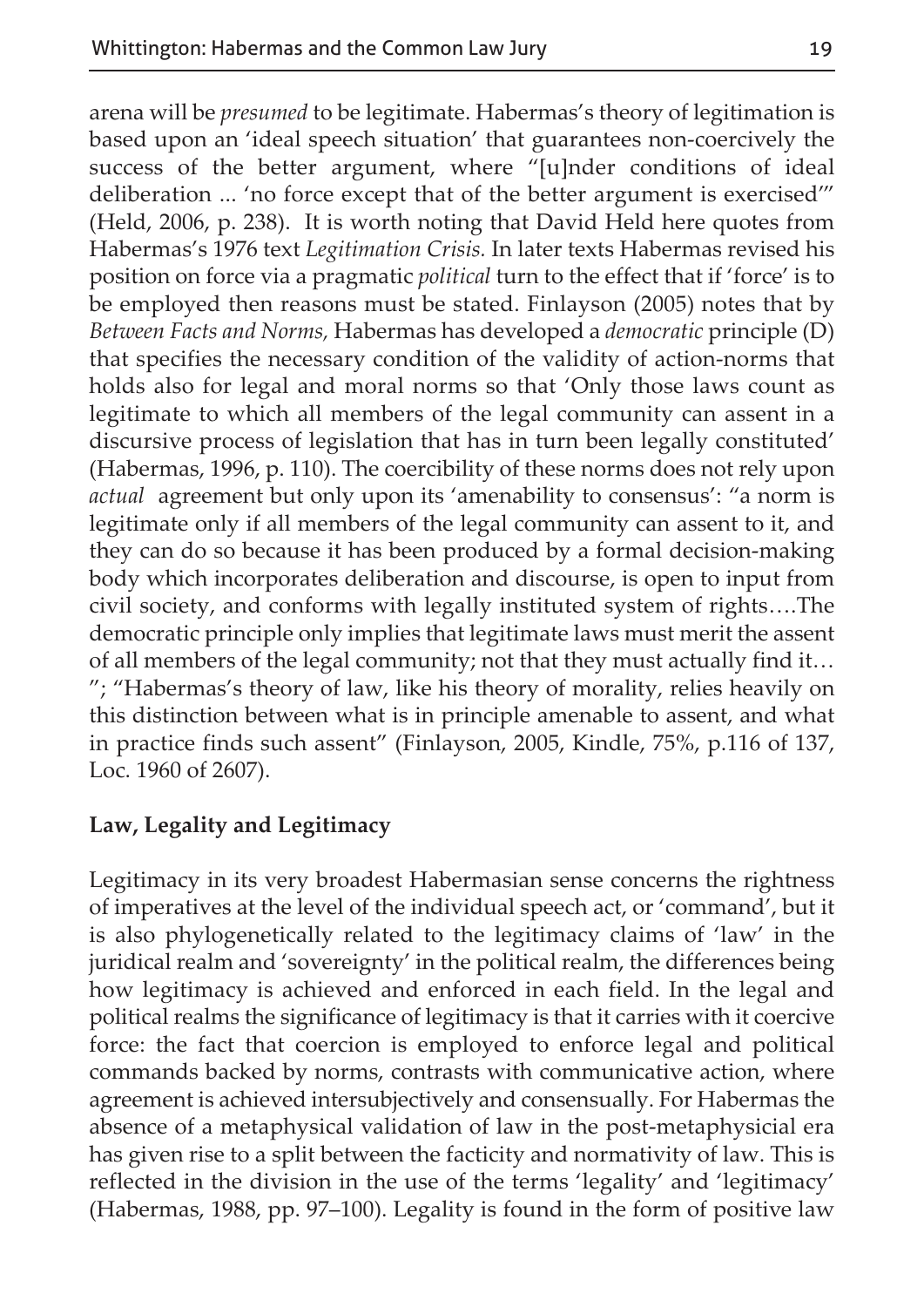arena will be *presumed* to be legitimate. Habermas's theory of legitimation is based upon an 'ideal speech situation' that guarantees non-coercively the success of the better argument, where "[u]nder conditions of ideal deliberation ... 'no force except that of the better argument is exercised'" (Held, 2006, p. 238). It is worth noting that David Held here quotes from Habermas's 1976 text *Legitimation Crisis.* In later texts Habermas revised his position on force via a pragmatic *political* turn to the effect that if 'force' is to be employed then reasons must be stated. Finlayson (2005) notes that by *Between Facts and Norms,* Habermas has developed a *democratic* principle (D) that specifies the necessary condition of the validity of action-norms that holds also for legal and moral norms so that 'Only those laws count as legitimate to which all members of the legal community can assent in a discursive process of legislation that has in turn been legally constituted' (Habermas, 1996, p. 110). The coercibility of these norms does not rely upon *actual* agreement but only upon its 'amenability to consensus': "a norm is legitimate only if all members of the legal community can assent to it, and they can do so because it has been produced by a formal decision-making body which incorporates deliberation and discourse, is open to input from civil society, and conforms with legally instituted system of rights….The democratic principle only implies that legitimate laws must merit the assent of all members of the legal community; not that they must actually find it… "; "Habermas's theory of law, like his theory of morality, relies heavily on this distinction between what is in principle amenable to assent, and what in practice finds such assent" (Finlayson, 2005, Kindle, 75%, p.116 of 137, Loc. 1960 of 2607).

## Law, Legality and Legitimacy

Legitimacy in its very broadest Habermasian sense concerns the rightness of imperatives at the level of the individual speech act, or 'command', but it is also phylogenetically related to the legitimacy claims of 'law' in the juridical realm and 'sovereignty' in the political realm, the differences being how legitimacy is achieved and enforced in each field. In the legal and political realms the significance of legitimacy is that it carries with it coercive force: the fact that coercion is employed to enforce legal and political commands backed by norms, contrasts with communicative action, where agreement is achieved intersubjectively and consensually. For Habermas the absence of a metaphysical validation of law in the post-metaphysicial era has given rise to a split between the facticity and normativity of law. This is reflected in the division in the use of the terms 'legality' and 'legitimacy' (Habermas, 1988, pp. 97–100). Legality is found in the form of positive law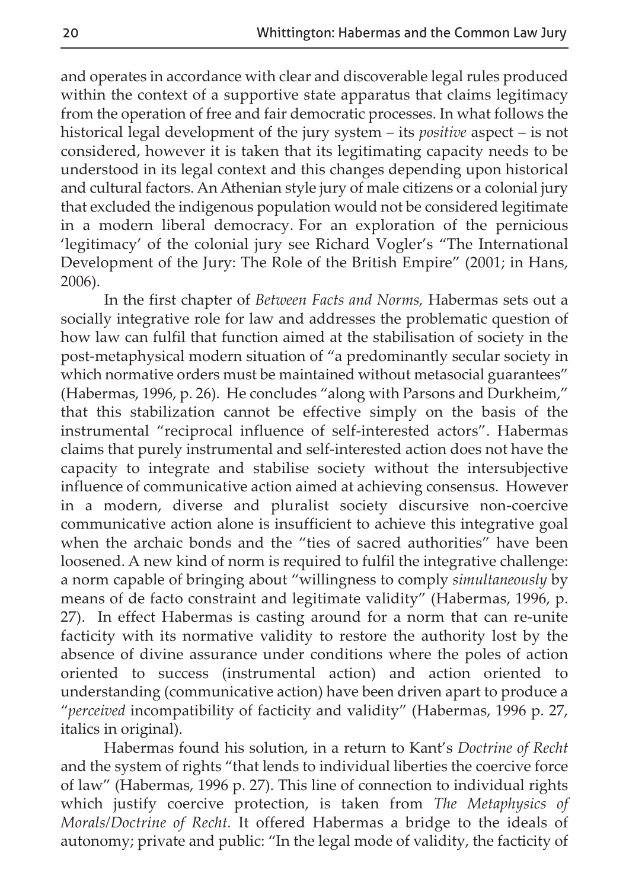and operates in accordance with clear and discoverable legal rules produced within the context of a supportive state apparatus that claims legitimacy from the operation of free and fair democratic processes. In what follows the historical legal development of the jury system – its *positive* aspect – is not considered, however it is taken that its legitimating capacity needs to be understood in its legal context and this changes depending upon historical and cultural factors. An Athenian style jury of male citizens or a colonial jury that excluded the indigenous population would not be considered legitimate in a modern liberal democracy. For an exploration of the pernicious 'legitimacy' of the colonial jury see Richard Vogler's "The International Development of the Jury: The Role of the British Empire" (2001; in Hans, 2006).

In the first chapter of *Between Facts and Norms,* Habermas sets out a socially integrative role for law and addresses the problematic question of how law can fulfil that function aimed at the stabilisation of society in the post-metaphysical modern situation of "a predominantly secular society in which normative orders must be maintained without metasocial guarantees" (Habermas, 1996, p. 26). He concludes "along with Parsons and Durkheim," that this stabilization cannot be effective simply on the basis of the instrumental "reciprocal influence of self-interested actors". Habermas claims that purely instrumental and self-interested action does not have the capacity to integrate and stabilise society without the intersubjective influence of communicative action aimed at achieving consensus. However in a modern, diverse and pluralist society discursive non-coercive communicative action alone is insufficient to achieve this integrative goal when the archaic bonds and the "ties of sacred authorities" have been loosened. A new kind of norm is required to fulfil the integrative challenge: a norm capable of bringing about "willingness to comply *simultaneously* by means of de facto constraint and legitimate validity" (Habermas, 1996, p. 27). In effect Habermas is casting around for a norm that can re-unite facticity with its normative validity to restore the authority lost by the absence of divine assurance under conditions where the poles of action oriented to success (instrumental action) and action oriented to understanding (communicative action) have been driven apart to produce a "*perceived* incompatibility of facticity and validity" (Habermas, 1996 p. 27, italics in original).

Habermas found his solution, in a return to Kant's *Doctrine of Recht* and the system of rights "that lends to individual liberties the coercive force of law" (Habermas, 1996 p. 27). This line of connection to individual rights which justify coercive protection, is taken from *The Metaphysics of Morals/Doctrine of Recht.* It offered Habermas a bridge to the ideals of autonomy; private and public: "In the legal mode of validity, the facticity of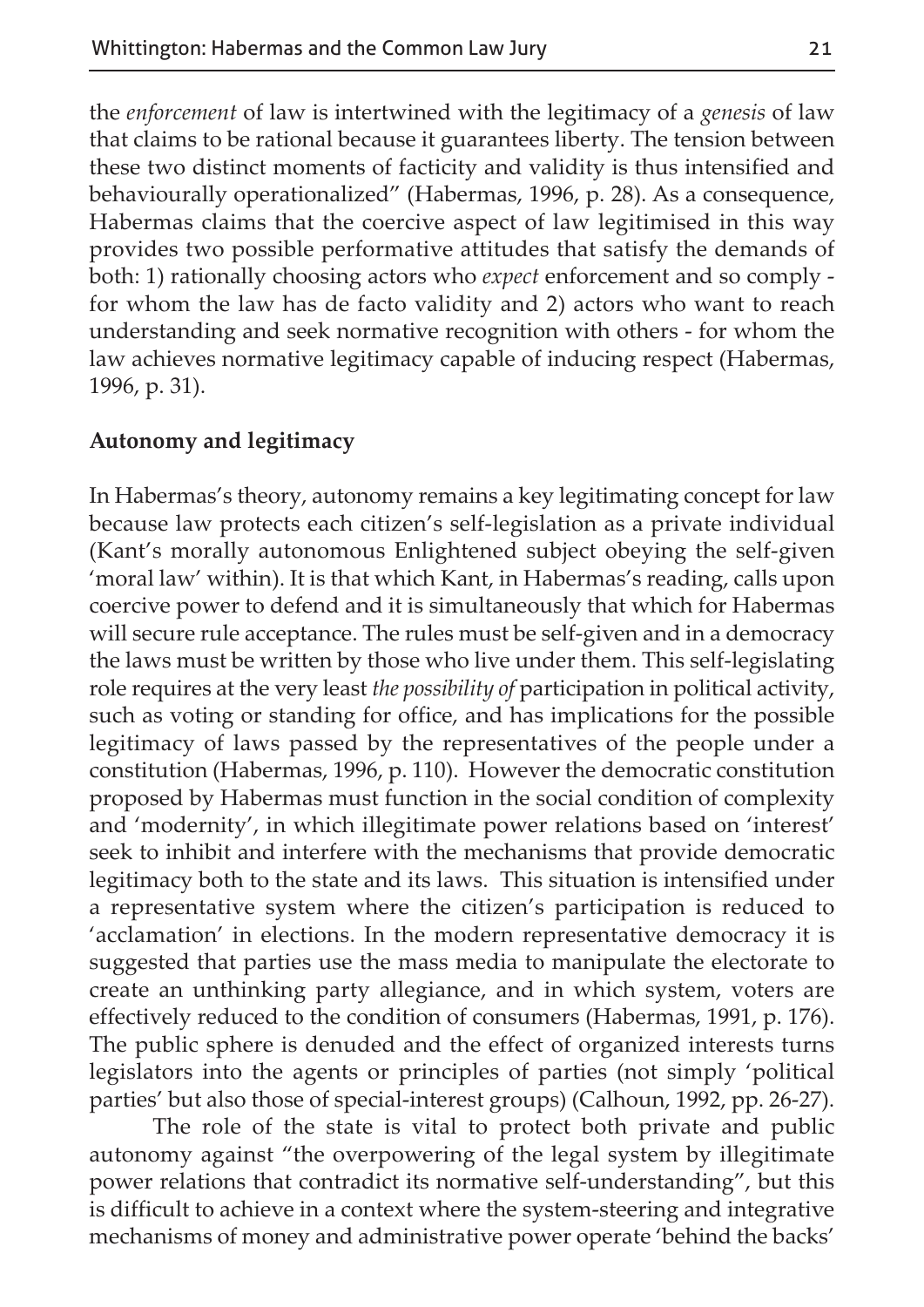the *enforcement* of law is intertwined with the legitimacy of a *genesis* of law that claims to be rational because it guarantees liberty. The tension between these two distinct moments of facticity and validity is thus intensified and behaviourally operationalized" (Habermas, 1996, p. 28). As a consequence, Habermas claims that the coercive aspect of law legitimised in this way provides two possible performative attitudes that satisfy the demands of both: 1) rationally choosing actors who *expect* enforcement and so comply - for whom the law has de facto validity and 2) actors who want to reach understanding and seek normative recognition with others - for whom the law achieves normative legitimacy capable of inducing respect (Habermas, 1996, p. 31).

**Autonomy and legitimacy**

In Habermas's theory, autonomy remains a key legitimating concept for law because law protects each citizen's self-legislation as a private individual (Kant's morally autonomous Enlightened subject obeying the self-given 'moral law' within). It is that which Kant, in Habermas's reading, calls upon coercive power to defend and it is simultaneously that which for Habermas will secure rule acceptance. The rules must be self-given and in a democracy the laws must be written by those who live under them. This self-legislating role requires at the very least *the possibility of* participation in political activity, such as voting or standing for office, and has implications for the possible legitimacy of laws passed by the representatives of the people under a constitution (Habermas, 1996, p. 110). However the democratic constitution proposed by Habermas must function in the social condition of complexity and 'modernity', in which illegitimate power relations based on 'interest' seek to inhibit and interfere with the mechanisms that provide democratic legitimacy both to the state and its laws. This situation is intensified under a representative system where the citizen's participation is reduced to 'acclamation' in elections. In the modern representative democracy it is suggested that parties use the mass media to manipulate the electorate to create an unthinking party allegiance, and in which system, voters are effectively reduced to the condition of consumers (Habermas, 1991, p. 176). The public sphere is denuded and the effect of organized interests turns legislators into the agents or principles of parties (not simply 'political parties' but also those of special-interest groups) (Calhoun, 1992, pp. 26-27).

The role of the state is vital to protect both private and public autonomy against "the overpowering of the legal system by illegitimate power relations that contradict its normative self-understanding", but this is difficult to achieve in a context where the system-steering and integrative mechanisms of money and administrative power operate 'behind the backs'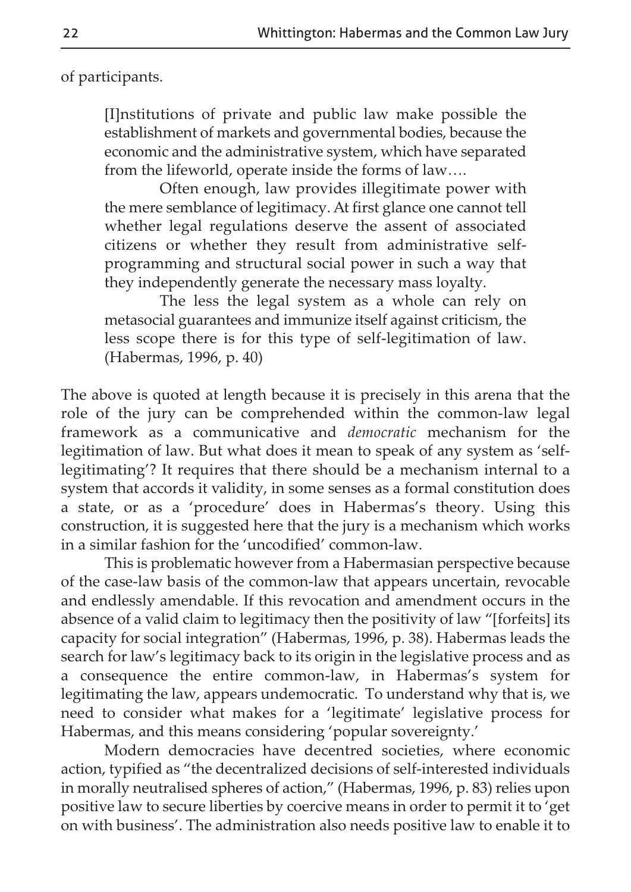of participants.

> [I]nstitutions of private and public law make possible the establishment of markets and governmental bodies, because the economic and the administrative system, which have separated from the lifeworld, operate inside the forms of law….
>
> Often enough, law provides illegitimate power with the mere semblance of legitimacy. At first glance one cannot tell whether legal regulations deserve the assent of associated citizens or whether they result from administrative self-programming and structural social power in such a way that they independently generate the necessary mass loyalty.
>
> The less the legal system as a whole can rely on metasocial guarantees and immunize itself against criticism, the less scope there is for this type of self-legitimation of law. (Habermas, 1996, p. 40)

The above is quoted at length because it is precisely in this arena that the role of the jury can be comprehended within the common-law legal framework as a communicative and *democratic* mechanism for the legitimation of law. But what does it mean to speak of any system as 'self-legitimating'? It requires that there should be a mechanism internal to a system that accords it validity, in some senses as a formal constitution does a state, or as a 'procedure' does in Habermas's theory. Using this construction, it is suggested here that the jury is a mechanism which works in a similar fashion for the 'uncodified' common-law.

This is problematic however from a Habermasian perspective because of the case-law basis of the common-law that appears uncertain, revocable and endlessly amendable. If this revocation and amendment occurs in the absence of a valid claim to legitimacy then the positivity of law "[forfeits] its capacity for social integration" (Habermas, 1996, p. 38). Habermas leads the search for law's legitimacy back to its origin in the legislative process and as a consequence the entire common-law, in Habermas's system for legitimating the law, appears undemocratic. To understand why that is, we need to consider what makes for a 'legitimate' legislative process for Habermas, and this means considering 'popular sovereignty.'

Modern democracies have decentred societies, where economic action, typified as "the decentralized decisions of self-interested individuals in morally neutralised spheres of action," (Habermas, 1996, p. 83) relies upon positive law to secure liberties by coercive means in order to permit it to 'get on with business'. The administration also needs positive law to enable it to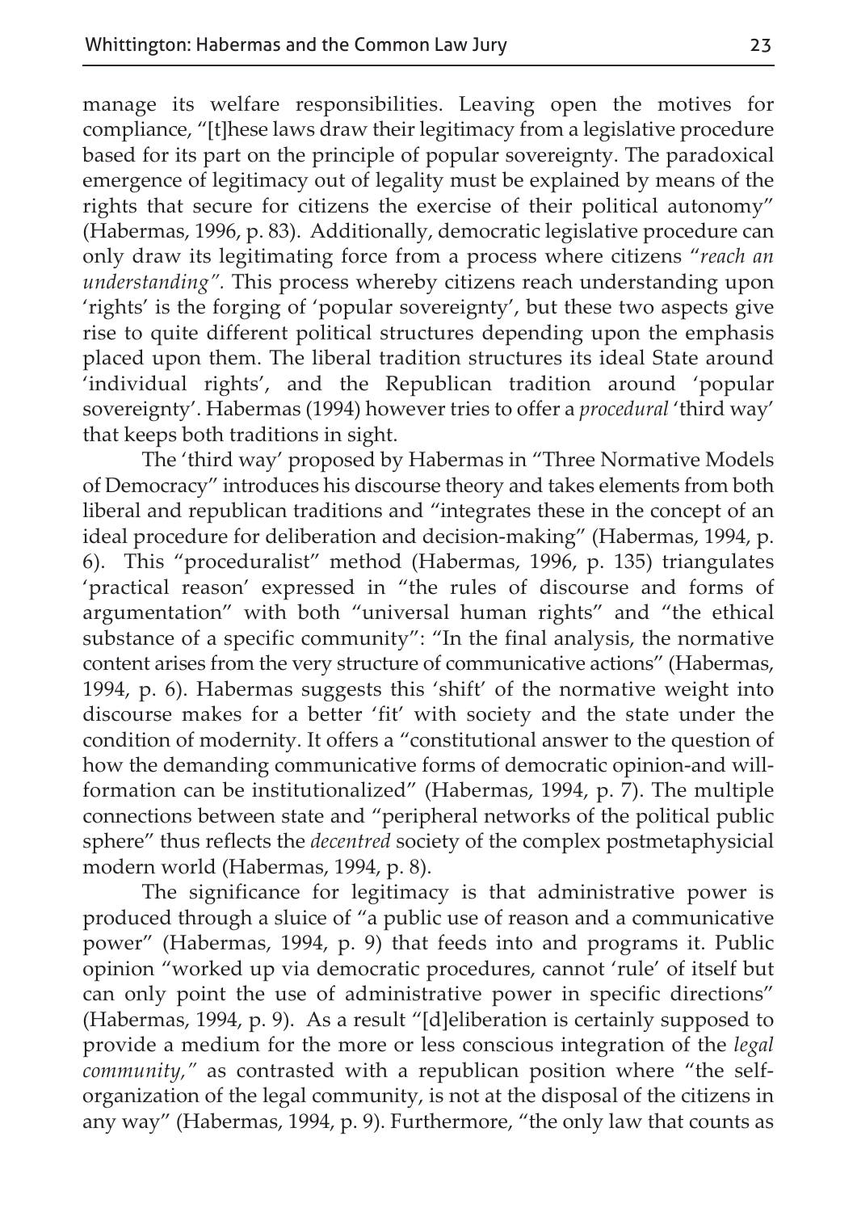manage its welfare responsibilities. Leaving open the motives for compliance, "[t]hese laws draw their legitimacy from a legislative procedure based for its part on the principle of popular sovereignty. The paradoxical emergence of legitimacy out of legality must be explained by means of the rights that secure for citizens the exercise of their political autonomy" (Habermas, 1996, p. 83). Additionally, democratic legislative procedure can only draw its legitimating force from a process where citizens "*reach an understanding".* This process whereby citizens reach understanding upon 'rights' is the forging of 'popular sovereignty', but these two aspects give rise to quite different political structures depending upon the emphasis placed upon them. The liberal tradition structures its ideal State around 'individual rights', and the Republican tradition around 'popular sovereignty'. Habermas (1994) however tries to offer a *procedural* 'third way' that keeps both traditions in sight.

The 'third way' proposed by Habermas in "Three Normative Models of Democracy" introduces his discourse theory and takes elements from both liberal and republican traditions and "integrates these in the concept of an ideal procedure for deliberation and decision-making" (Habermas, 1994, p. 6). This "proceduralist" method (Habermas, 1996, p. 135) triangulates 'practical reason' expressed in "the rules of discourse and forms of argumentation" with both "universal human rights" and "the ethical substance of a specific community": "In the final analysis, the normative content arises from the very structure of communicative actions" (Habermas, 1994, p. 6). Habermas suggests this 'shift' of the normative weight into discourse makes for a better 'fit' with society and the state under the condition of modernity. It offers a "constitutional answer to the question of how the demanding communicative forms of democratic opinion-and will-formation can be institutionalized" (Habermas, 1994, p. 7). The multiple connections between state and "peripheral networks of the political public sphere" thus reflects the *decentred* society of the complex postmetaphysicial modern world (Habermas, 1994, p. 8).

The significance for legitimacy is that administrative power is produced through a sluice of "a public use of reason and a communicative power" (Habermas, 1994, p. 9) that feeds into and programs it. Public opinion "worked up via democratic procedures, cannot 'rule' of itself but can only point the use of administrative power in specific directions" (Habermas, 1994, p. 9). As a result "[d]eliberation is certainly supposed to provide a medium for the more or less conscious integration of the *legal community,"* as contrasted with a republican position where "the self-organization of the legal community, is not at the disposal of the citizens in any way" (Habermas, 1994, p. 9). Furthermore, "the only law that counts as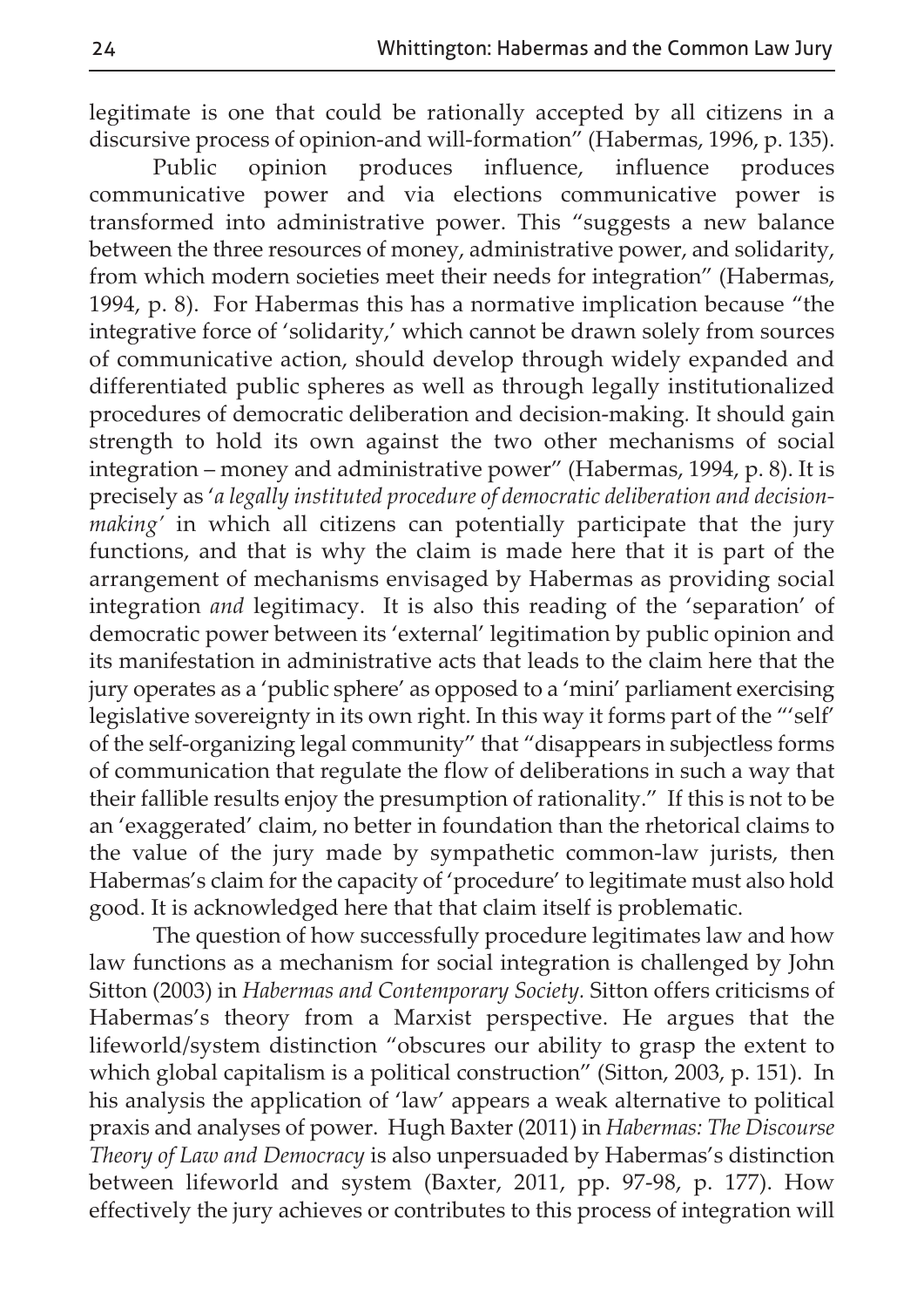legitimate is one that could be rationally accepted by all citizens in a discursive process of opinion-and will-formation" (Habermas, 1996, p. 135).

Public opinion produces influence, influence produces communicative power and via elections communicative power is transformed into administrative power. This "suggests a new balance between the three resources of money, administrative power, and solidarity, from which modern societies meet their needs for integration" (Habermas, 1994, p. 8). For Habermas this has a normative implication because "the integrative force of 'solidarity,' which cannot be drawn solely from sources of communicative action, should develop through widely expanded and differentiated public spheres as well as through legally institutionalized procedures of democratic deliberation and decision-making. It should gain strength to hold its own against the two other mechanisms of social integration – money and administrative power" (Habermas, 1994, p. 8). It is precisely as '*a legally instituted procedure of democratic deliberation and decision-making'* in which all citizens can potentially participate that the jury functions, and that is why the claim is made here that it is part of the arrangement of mechanisms envisaged by Habermas as providing social integration *and* legitimacy. It is also this reading of the 'separation' of democratic power between its 'external' legitimation by public opinion and its manifestation in administrative acts that leads to the claim here that the jury operates as a 'public sphere' as opposed to a 'mini' parliament exercising legislative sovereignty in its own right. In this way it forms part of the "'self' of the self-organizing legal community" that "disappears in subjectless forms of communication that regulate the flow of deliberations in such a way that their fallible results enjoy the presumption of rationality." If this is not to be an 'exaggerated' claim, no better in foundation than the rhetorical claims to the value of the jury made by sympathetic common-law jurists, then Habermas's claim for the capacity of 'procedure' to legitimate must also hold good. It is acknowledged here that that claim itself is problematic.

The question of how successfully procedure legitimates law and how law functions as a mechanism for social integration is challenged by John Sitton (2003) in *Habermas and Contemporary Society.* Sitton offers criticisms of Habermas's theory from a Marxist perspective. He argues that the lifeworld/system distinction "obscures our ability to grasp the extent to which global capitalism is a political construction" (Sitton, 2003, p. 151). In his analysis the application of 'law' appears a weak alternative to political praxis and analyses of power. Hugh Baxter (2011) in *Habermas: The Discourse Theory of Law and Democracy* is also unpersuaded by Habermas's distinction between lifeworld and system (Baxter, 2011, pp. 97-98, p. 177). How effectively the jury achieves or contributes to this process of integration will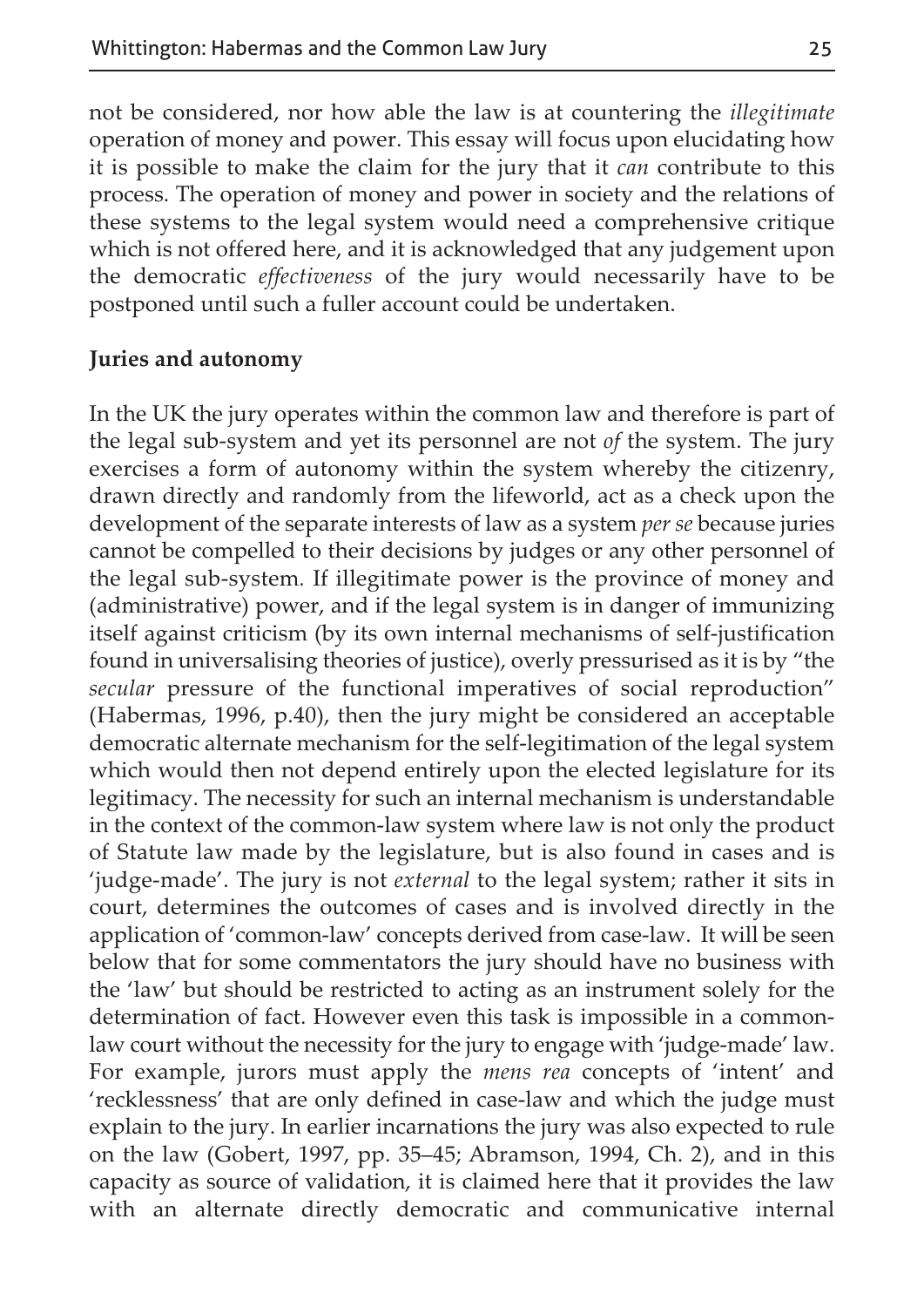not be considered, nor how able the law is at countering the *illegitimate* operation of money and power. This essay will focus upon elucidating how it is possible to make the claim for the jury that it *can* contribute to this process. The operation of money and power in society and the relations of these systems to the legal system would need a comprehensive critique which is not offered here, and it is acknowledged that any judgement upon the democratic *effectiveness* of the jury would necessarily have to be postponed until such a fuller account could be undertaken.

**Juries and autonomy**

In the UK the jury operates within the common law and therefore is part of the legal sub-system and yet its personnel are not *of* the system. The jury exercises a form of autonomy within the system whereby the citizenry, drawn directly and randomly from the lifeworld, act as a check upon the development of the separate interests of law as a system *per se* because juries cannot be compelled to their decisions by judges or any other personnel of the legal sub-system. If illegitimate power is the province of money and (administrative) power, and if the legal system is in danger of immunizing itself against criticism (by its own internal mechanisms of self-justification found in universalising theories of justice), overly pressurised as it is by "the *secular* pressure of the functional imperatives of social reproduction" (Habermas, 1996, p.40), then the jury might be considered an acceptable democratic alternate mechanism for the self-legitimation of the legal system which would then not depend entirely upon the elected legislature for its legitimacy. The necessity for such an internal mechanism is understandable in the context of the common-law system where law is not only the product of Statute law made by the legislature, but is also found in cases and is 'judge-made'. The jury is not *external* to the legal system; rather it sits in court, determines the outcomes of cases and is involved directly in the application of 'common-law' concepts derived from case-law. It will be seen below that for some commentators the jury should have no business with the 'law' but should be restricted to acting as an instrument solely for the determination of fact. However even this task is impossible in a common-law court without the necessity for the jury to engage with 'judge-made' law. For example, jurors must apply the *mens rea* concepts of 'intent' and 'recklessness' that are only defined in case-law and which the judge must explain to the jury. In earlier incarnations the jury was also expected to rule on the law (Gobert, 1997, pp. 35–45; Abramson, 1994, Ch. 2), and in this capacity as source of validation, it is claimed here that it provides the law with an alternate directly democratic and communicative internal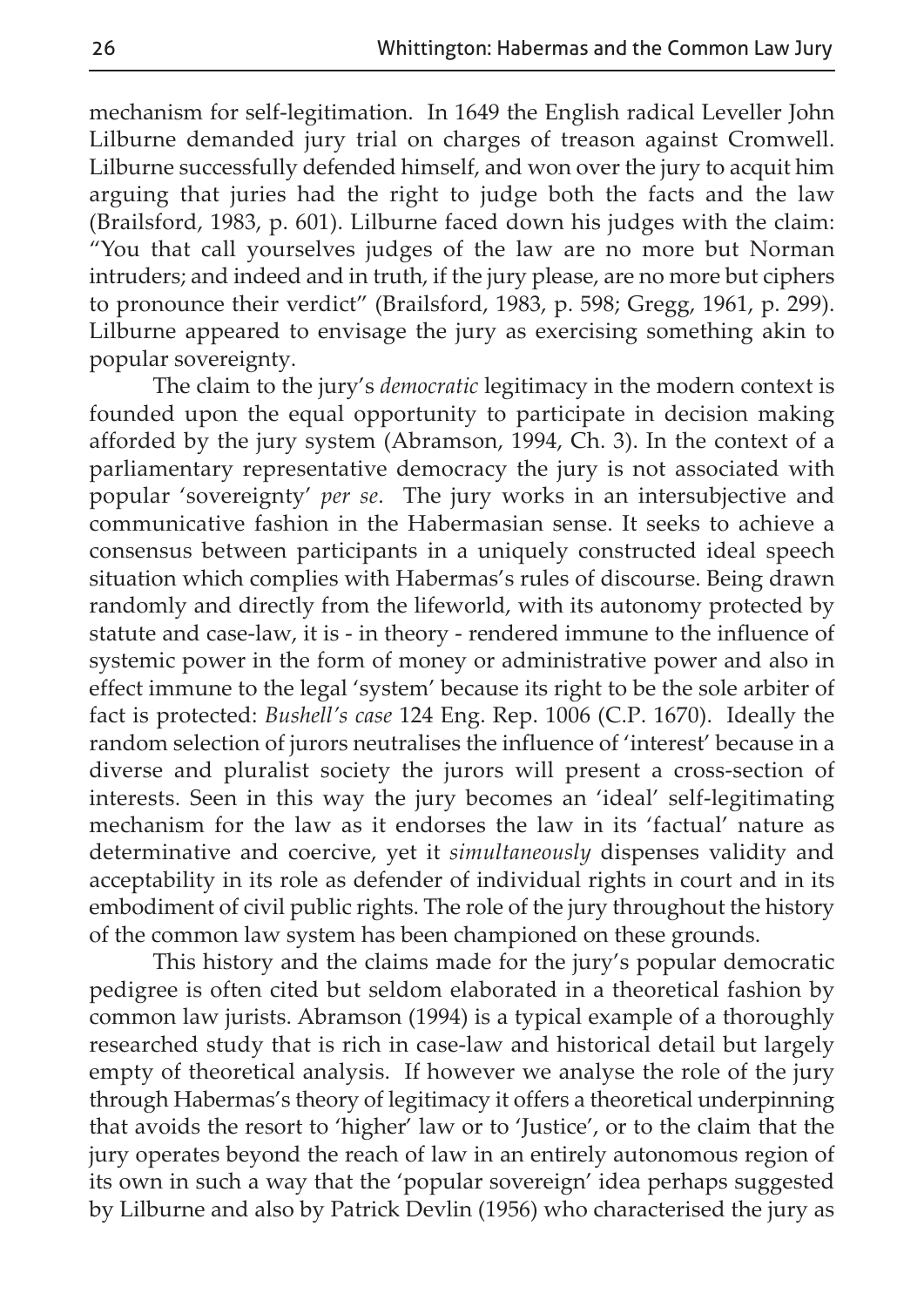mechanism for self-legitimation. In 1649 the English radical Leveller John Lilburne demanded jury trial on charges of treason against Cromwell. Lilburne successfully defended himself, and won over the jury to acquit him arguing that juries had the right to judge both the facts and the law (Brailsford, 1983, p. 601). Lilburne faced down his judges with the claim: "You that call yourselves judges of the law are no more but Norman intruders; and indeed and in truth, if the jury please, are no more but ciphers to pronounce their verdict" (Brailsford, 1983, p. 598; Gregg, 1961, p. 299). Lilburne appeared to envisage the jury as exercising something akin to popular sovereignty.

The claim to the jury's *democratic* legitimacy in the modern context is founded upon the equal opportunity to participate in decision making afforded by the jury system (Abramson, 1994, Ch. 3). In the context of a parliamentary representative democracy the jury is not associated with popular 'sovereignty' *per se*. The jury works in an intersubjective and communicative fashion in the Habermasian sense. It seeks to achieve a consensus between participants in a uniquely constructed ideal speech situation which complies with Habermas's rules of discourse. Being drawn randomly and directly from the lifeworld, with its autonomy protected by statute and case-law, it is - in theory - rendered immune to the influence of systemic power in the form of money or administrative power and also in effect immune to the legal 'system' because its right to be the sole arbiter of fact is protected: *Bushell's case* 124 Eng. Rep. 1006 (C.P. 1670). Ideally the random selection of jurors neutralises the influence of 'interest' because in a diverse and pluralist society the jurors will present a cross-section of interests. Seen in this way the jury becomes an 'ideal' self-legitimating mechanism for the law as it endorses the law in its 'factual' nature as determinative and coercive, yet it *simultaneously* dispenses validity and acceptability in its role as defender of individual rights in court and in its embodiment of civil public rights. The role of the jury throughout the history of the common law system has been championed on these grounds.

This history and the claims made for the jury's popular democratic pedigree is often cited but seldom elaborated in a theoretical fashion by common law jurists. Abramson (1994) is a typical example of a thoroughly researched study that is rich in case-law and historical detail but largely empty of theoretical analysis. If however we analyse the role of the jury through Habermas's theory of legitimacy it offers a theoretical underpinning that avoids the resort to 'higher' law or to 'Justice', or to the claim that the jury operates beyond the reach of law in an entirely autonomous region of its own in such a way that the 'popular sovereign' idea perhaps suggested by Lilburne and also by Patrick Devlin (1956) who characterised the jury as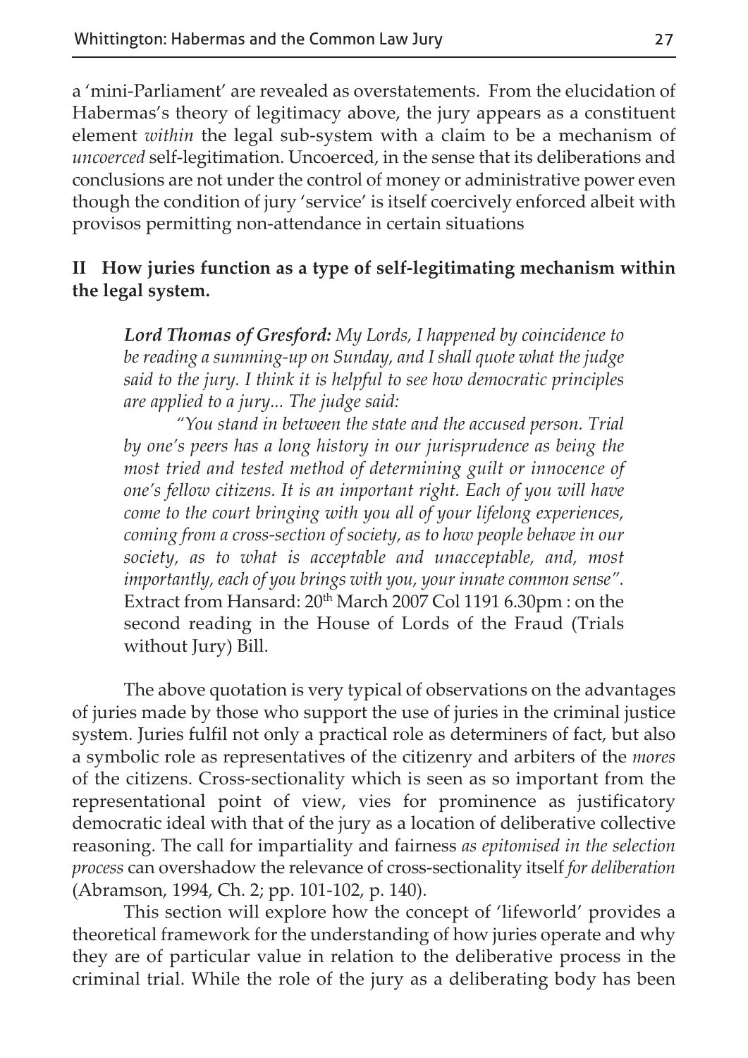a 'mini-Parliament' are revealed as overstatements. From the elucidation of Habermas's theory of legitimacy above, the jury appears as a constituent element *within* the legal sub-system with a claim to be a mechanism of *uncoerced* self-legitimation. Uncoerced, in the sense that its deliberations and conclusions are not under the control of money or administrative power even though the condition of jury 'service' is itself coercively enforced albeit with provisos permitting non-attendance in certain situations

## II How juries function as a type of self-legitimating mechanism within the legal system.

> ***Lord Thomas of Gresford:*** *My Lords, I happened by coincidence to be reading a summing-up on Sunday, and I shall quote what the judge said to the jury. I think it is helpful to see how democratic principles are applied to a jury... The judge said:*
>
> *"You stand in between the state and the accused person. Trial by one's peers has a long history in our jurisprudence as being the most tried and tested method of determining guilt or innocence of one's fellow citizens. It is an important right. Each of you will have come to the court bringing with you all of your lifelong experiences, coming from a cross-section of society, as to how people behave in our society, as to what is acceptable and unacceptable, and, most importantly, each of you brings with you, your innate common sense".* Extract from Hansard: 20th March 2007 Col 1191 6.30pm : on the second reading in the House of Lords of the Fraud (Trials without Jury) Bill.

The above quotation is very typical of observations on the advantages of juries made by those who support the use of juries in the criminal justice system. Juries fulfil not only a practical role as determiners of fact, but also a symbolic role as representatives of the citizenry and arbiters of the *mores* of the citizens. Cross-sectionality which is seen as so important from the representational point of view, vies for prominence as justificatory democratic ideal with that of the jury as a location of deliberative collective reasoning. The call for impartiality and fairness *as epitomised in the selection process* can overshadow the relevance of cross-sectionality itself *for deliberation* (Abramson, 1994, Ch. 2; pp. 101-102, p. 140).

This section will explore how the concept of 'lifeworld' provides a theoretical framework for the understanding of how juries operate and why they are of particular value in relation to the deliberative process in the criminal trial. While the role of the jury as a deliberating body has been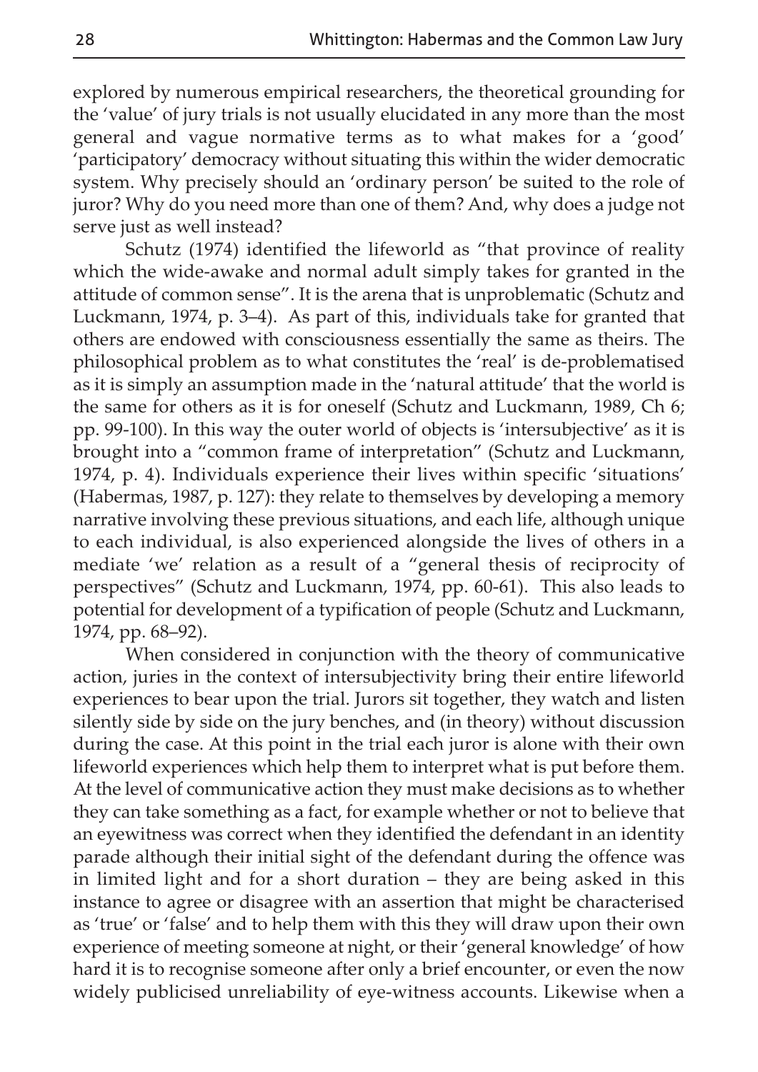explored by numerous empirical researchers, the theoretical grounding for the 'value' of jury trials is not usually elucidated in any more than the most general and vague normative terms as to what makes for a 'good' 'participatory' democracy without situating this within the wider democratic system. Why precisely should an 'ordinary person' be suited to the role of juror? Why do you need more than one of them? And, why does a judge not serve just as well instead?

Schutz (1974) identified the lifeworld as "that province of reality which the wide-awake and normal adult simply takes for granted in the attitude of common sense". It is the arena that is unproblematic (Schutz and Luckmann, 1974, p. 3–4). As part of this, individuals take for granted that others are endowed with consciousness essentially the same as theirs. The philosophical problem as to what constitutes the 'real' is de-problematised as it is simply an assumption made in the 'natural attitude' that the world is the same for others as it is for oneself (Schutz and Luckmann, 1989, Ch 6; pp. 99-100). In this way the outer world of objects is 'intersubjective' as it is brought into a "common frame of interpretation" (Schutz and Luckmann, 1974, p. 4). Individuals experience their lives within specific 'situations' (Habermas, 1987, p. 127): they relate to themselves by developing a memory narrative involving these previous situations, and each life, although unique to each individual, is also experienced alongside the lives of others in a mediate 'we' relation as a result of a "general thesis of reciprocity of perspectives" (Schutz and Luckmann, 1974, pp. 60-61). This also leads to potential for development of a typification of people (Schutz and Luckmann, 1974, pp. 68–92).

When considered in conjunction with the theory of communicative action, juries in the context of intersubjectivity bring their entire lifeworld experiences to bear upon the trial. Jurors sit together, they watch and listen silently side by side on the jury benches, and (in theory) without discussion during the case. At this point in the trial each juror is alone with their own lifeworld experiences which help them to interpret what is put before them. At the level of communicative action they must make decisions as to whether they can take something as a fact, for example whether or not to believe that an eyewitness was correct when they identified the defendant in an identity parade although their initial sight of the defendant during the offence was in limited light and for a short duration – they are being asked in this instance to agree or disagree with an assertion that might be characterised as 'true' or 'false' and to help them with this they will draw upon their own experience of meeting someone at night, or their 'general knowledge' of how hard it is to recognise someone after only a brief encounter, or even the now widely publicised unreliability of eye-witness accounts. Likewise when a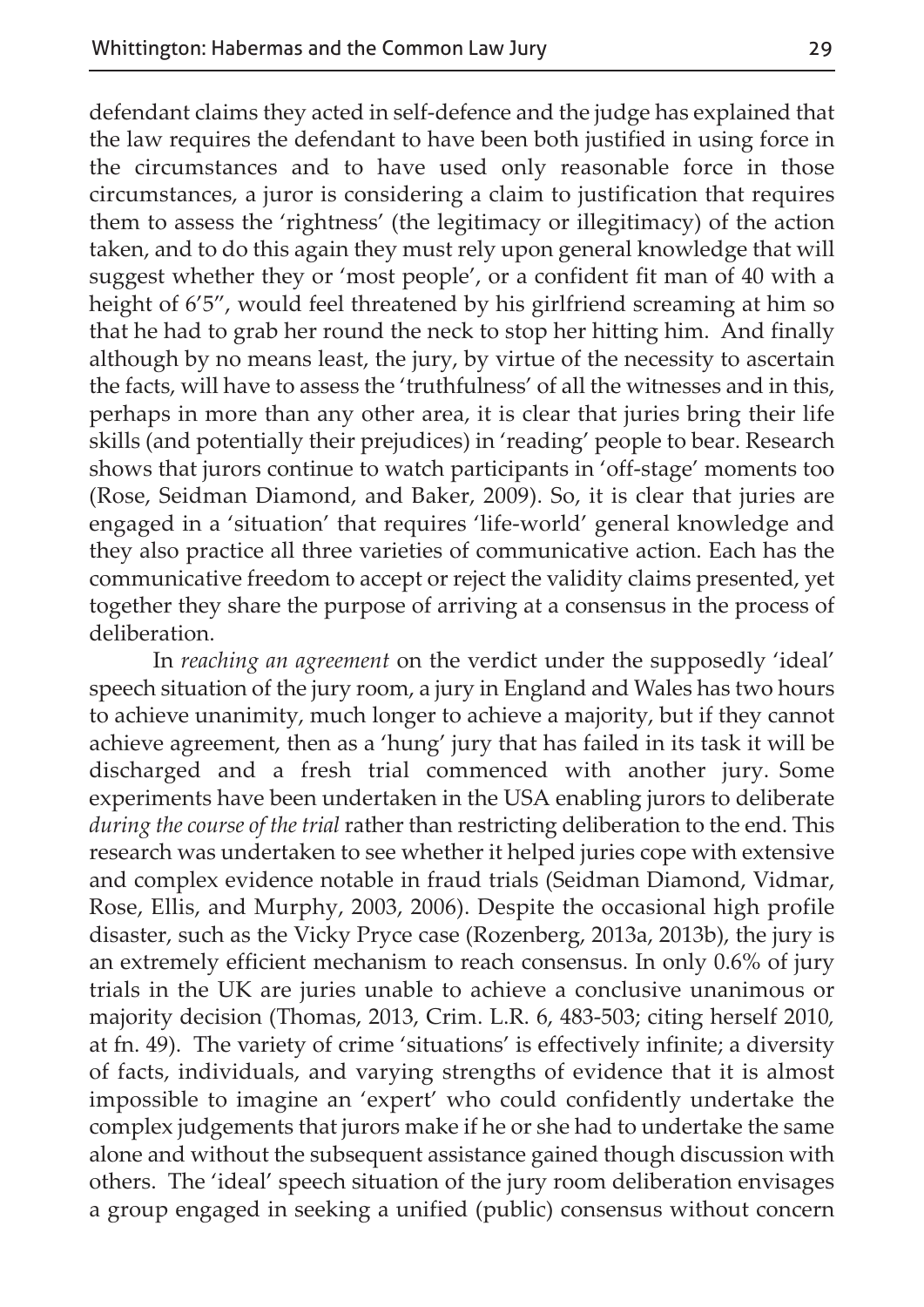defendant claims they acted in self-defence and the judge has explained that the law requires the defendant to have been both justified in using force in the circumstances and to have used only reasonable force in those circumstances, a juror is considering a claim to justification that requires them to assess the 'rightness' (the legitimacy or illegitimacy) of the action taken, and to do this again they must rely upon general knowledge that will suggest whether they or 'most people', or a confident fit man of 40 with a height of 6'5", would feel threatened by his girlfriend screaming at him so that he had to grab her round the neck to stop her hitting him. And finally although by no means least, the jury, by virtue of the necessity to ascertain the facts, will have to assess the 'truthfulness' of all the witnesses and in this, perhaps in more than any other area, it is clear that juries bring their life skills (and potentially their prejudices) in 'reading' people to bear. Research shows that jurors continue to watch participants in 'off-stage' moments too (Rose, Seidman Diamond, and Baker, 2009). So, it is clear that juries are engaged in a 'situation' that requires 'life-world' general knowledge and they also practice all three varieties of communicative action. Each has the communicative freedom to accept or reject the validity claims presented, yet together they share the purpose of arriving at a consensus in the process of deliberation.

In *reaching an agreement* on the verdict under the supposedly 'ideal' speech situation of the jury room, a jury in England and Wales has two hours to achieve unanimity, much longer to achieve a majority, but if they cannot achieve agreement, then as a 'hung' jury that has failed in its task it will be discharged and a fresh trial commenced with another jury. Some experiments have been undertaken in the USA enabling jurors to deliberate *during the course of the trial* rather than restricting deliberation to the end. This research was undertaken to see whether it helped juries cope with extensive and complex evidence notable in fraud trials (Seidman Diamond, Vidmar, Rose, Ellis, and Murphy, 2003, 2006). Despite the occasional high profile disaster, such as the Vicky Pryce case (Rozenberg, 2013a, 2013b), the jury is an extremely efficient mechanism to reach consensus. In only 0.6% of jury trials in the UK are juries unable to achieve a conclusive unanimous or majority decision (Thomas, 2013, Crim. L.R. 6, 483-503; citing herself 2010, at fn. 49). The variety of crime 'situations' is effectively infinite; a diversity of facts, individuals, and varying strengths of evidence that it is almost impossible to imagine an 'expert' who could confidently undertake the complex judgements that jurors make if he or she had to undertake the same alone and without the subsequent assistance gained though discussion with others. The 'ideal' speech situation of the jury room deliberation envisages a group engaged in seeking a unified (public) consensus without concern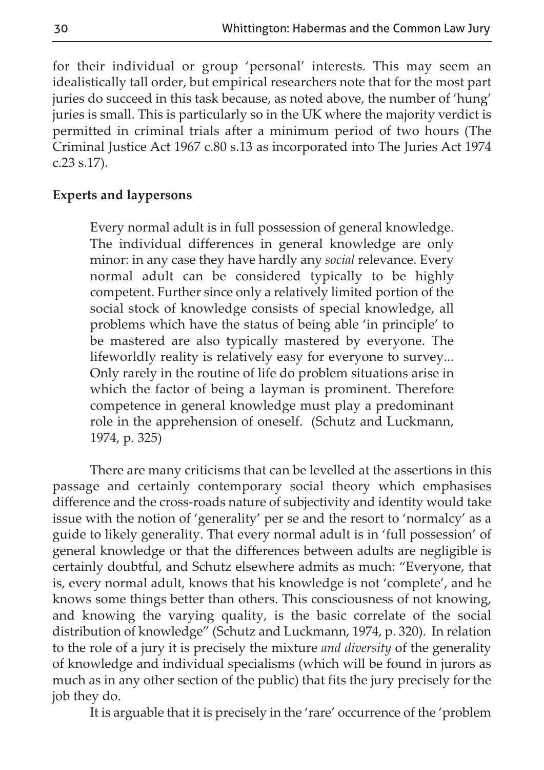for their individual or group 'personal' interests. This may seem an idealistically tall order, but empirical researchers note that for the most part juries do succeed in this task because, as noted above, the number of 'hung' juries is small. This is particularly so in the UK where the majority verdict is permitted in criminal trials after a minimum period of two hours (The Criminal Justice Act 1967 c.80 s.13 as incorporated into The Juries Act 1974 c.23 s.17).

## Experts and laypersons

> Every normal adult is in full possession of general knowledge. The individual differences in general knowledge are only minor: in any case they have hardly any *social* relevance. Every normal adult can be considered typically to be highly competent. Further since only a relatively limited portion of the social stock of knowledge consists of special knowledge, all problems which have the status of being able 'in principle' to be mastered are also typically mastered by everyone. The lifeworldly reality is relatively easy for everyone to survey... Only rarely in the routine of life do problem situations arise in which the factor of being a layman is prominent. Therefore competence in general knowledge must play a predominant role in the apprehension of oneself. (Schutz and Luckmann, 1974, p. 325)

There are many criticisms that can be levelled at the assertions in this passage and certainly contemporary social theory which emphasises difference and the cross-roads nature of subjectivity and identity would take issue with the notion of 'generality' per se and the resort to 'normalcy' as a guide to likely generality. That every normal adult is in 'full possession' of general knowledge or that the differences between adults are negligible is certainly doubtful, and Schutz elsewhere admits as much: "Everyone, that is, every normal adult, knows that his knowledge is not 'complete', and he knows some things better than others. This consciousness of not knowing, and knowing the varying quality, is the basic correlate of the social distribution of knowledge" (Schutz and Luckmann, 1974, p. 320). In relation to the role of a jury it is precisely the mixture *and diversity* of the generality of knowledge and individual specialisms (which will be found in jurors as much as in any other section of the public) that fits the jury precisely for the job they do.

It is arguable that it is precisely in the 'rare' occurrence of the 'problem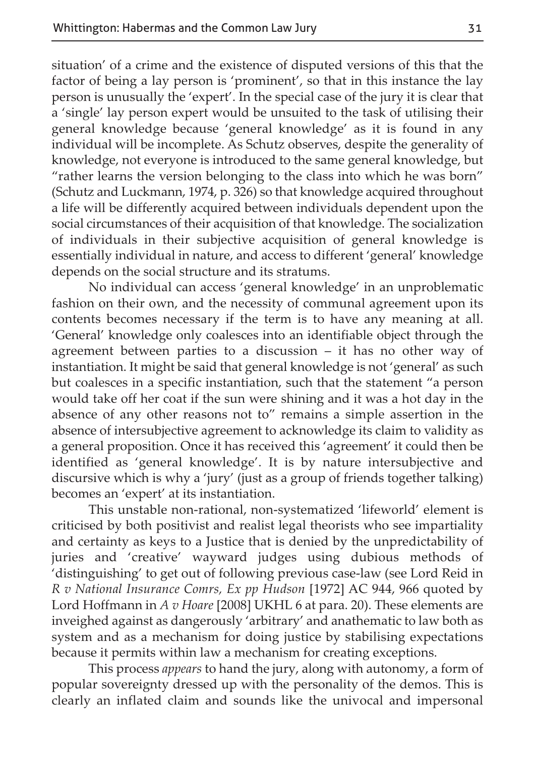situation' of a crime and the existence of disputed versions of this that the factor of being a lay person is 'prominent', so that in this instance the lay person is unusually the 'expert'. In the special case of the jury it is clear that a 'single' lay person expert would be unsuited to the task of utilising their general knowledge because 'general knowledge' as it is found in any individual will be incomplete. As Schutz observes, despite the generality of knowledge, not everyone is introduced to the same general knowledge, but "rather learns the version belonging to the class into which he was born" (Schutz and Luckmann, 1974, p. 326) so that knowledge acquired throughout a life will be differently acquired between individuals dependent upon the social circumstances of their acquisition of that knowledge. The socialization of individuals in their subjective acquisition of general knowledge is essentially individual in nature, and access to different 'general' knowledge depends on the social structure and its stratums.

No individual can access 'general knowledge' in an unproblematic fashion on their own, and the necessity of communal agreement upon its contents becomes necessary if the term is to have any meaning at all. 'General' knowledge only coalesces into an identifiable object through the agreement between parties to a discussion – it has no other way of instantiation. It might be said that general knowledge is not 'general' as such but coalesces in a specific instantiation, such that the statement "a person would take off her coat if the sun were shining and it was a hot day in the absence of any other reasons not to" remains a simple assertion in the absence of intersubjective agreement to acknowledge its claim to validity as a general proposition. Once it has received this 'agreement' it could then be identified as 'general knowledge'. It is by nature intersubjective and discursive which is why a 'jury' (just as a group of friends together talking) becomes an 'expert' at its instantiation.

This unstable non-rational, non-systematized 'lifeworld' element is criticised by both positivist and realist legal theorists who see impartiality and certainty as keys to a Justice that is denied by the unpredictability of juries and 'creative' wayward judges using dubious methods of 'distinguishing' to get out of following previous case-law (see Lord Reid in *R v National Insurance Comrs, Ex pp Hudson* [1972] AC 944, 966 quoted by Lord Hoffmann in *A v Hoare* [2008] UKHL 6 at para. 20). These elements are inveighed against as dangerously 'arbitrary' and anathematic to law both as system and as a mechanism for doing justice by stabilising expectations because it permits within law a mechanism for creating exceptions.

This process *appears* to hand the jury, along with autonomy, a form of popular sovereignty dressed up with the personality of the demos. This is clearly an inflated claim and sounds like the univocal and impersonal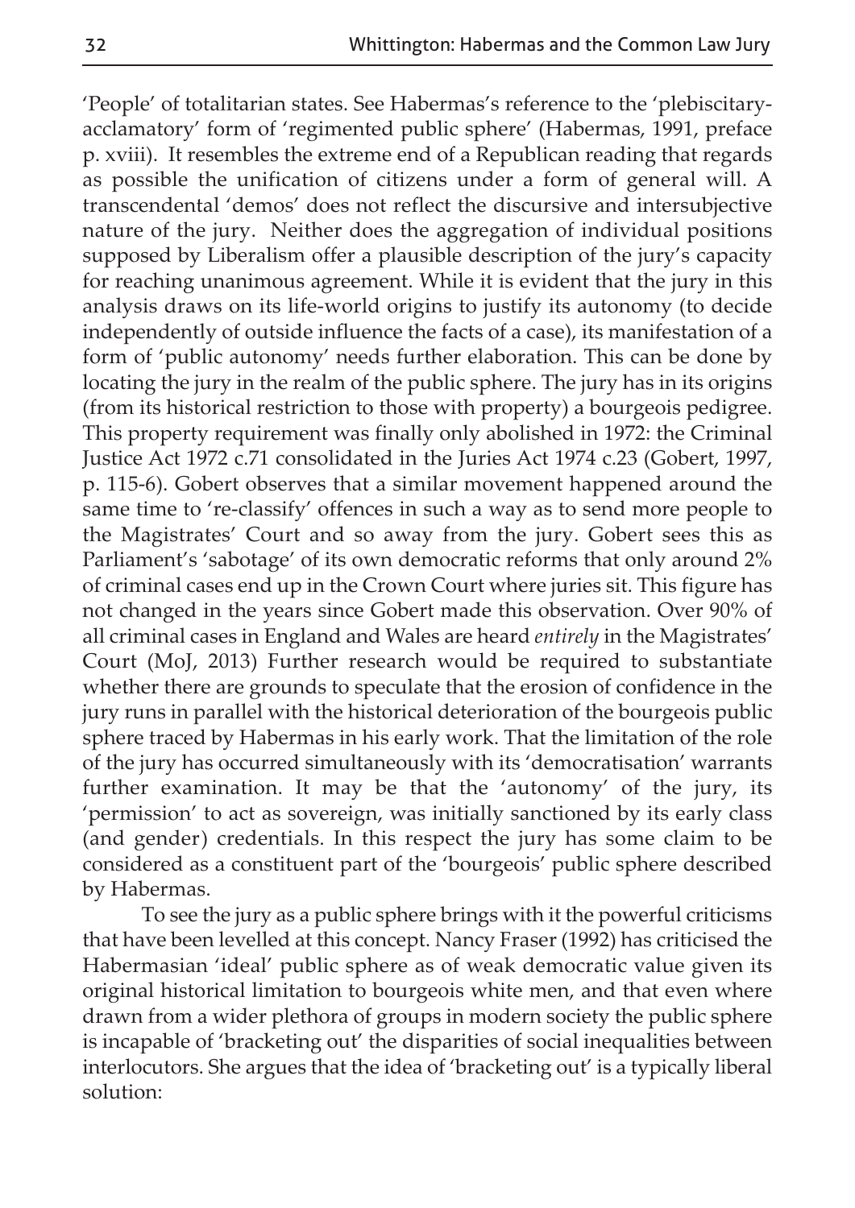'People' of totalitarian states. See Habermas's reference to the 'plebiscitary-acclamatory' form of 'regimented public sphere' (Habermas, 1991, preface p. xviii). It resembles the extreme end of a Republican reading that regards as possible the unification of citizens under a form of general will. A transcendental 'demos' does not reflect the discursive and intersubjective nature of the jury. Neither does the aggregation of individual positions supposed by Liberalism offer a plausible description of the jury's capacity for reaching unanimous agreement. While it is evident that the jury in this analysis draws on its life-world origins to justify its autonomy (to decide independently of outside influence the facts of a case), its manifestation of a form of 'public autonomy' needs further elaboration. This can be done by locating the jury in the realm of the public sphere. The jury has in its origins (from its historical restriction to those with property) a bourgeois pedigree. This property requirement was finally only abolished in 1972: the Criminal Justice Act 1972 c.71 consolidated in the Juries Act 1974 c.23 (Gobert, 1997, p. 115-6). Gobert observes that a similar movement happened around the same time to 're-classify' offences in such a way as to send more people to the Magistrates' Court and so away from the jury. Gobert sees this as Parliament's 'sabotage' of its own democratic reforms that only around 2% of criminal cases end up in the Crown Court where juries sit. This figure has not changed in the years since Gobert made this observation. Over 90% of all criminal cases in England and Wales are heard *entirely* in the Magistrates' Court (MoJ, 2013) Further research would be required to substantiate whether there are grounds to speculate that the erosion of confidence in the jury runs in parallel with the historical deterioration of the bourgeois public sphere traced by Habermas in his early work. That the limitation of the role of the jury has occurred simultaneously with its 'democratisation' warrants further examination. It may be that the 'autonomy' of the jury, its 'permission' to act as sovereign, was initially sanctioned by its early class (and gender) credentials. In this respect the jury has some claim to be considered as a constituent part of the 'bourgeois' public sphere described by Habermas.

To see the jury as a public sphere brings with it the powerful criticisms that have been levelled at this concept. Nancy Fraser (1992) has criticised the Habermasian 'ideal' public sphere as of weak democratic value given its original historical limitation to bourgeois white men, and that even where drawn from a wider plethora of groups in modern society the public sphere is incapable of 'bracketing out' the disparities of social inequalities between interlocutors. She argues that the idea of 'bracketing out' is a typically liberal solution: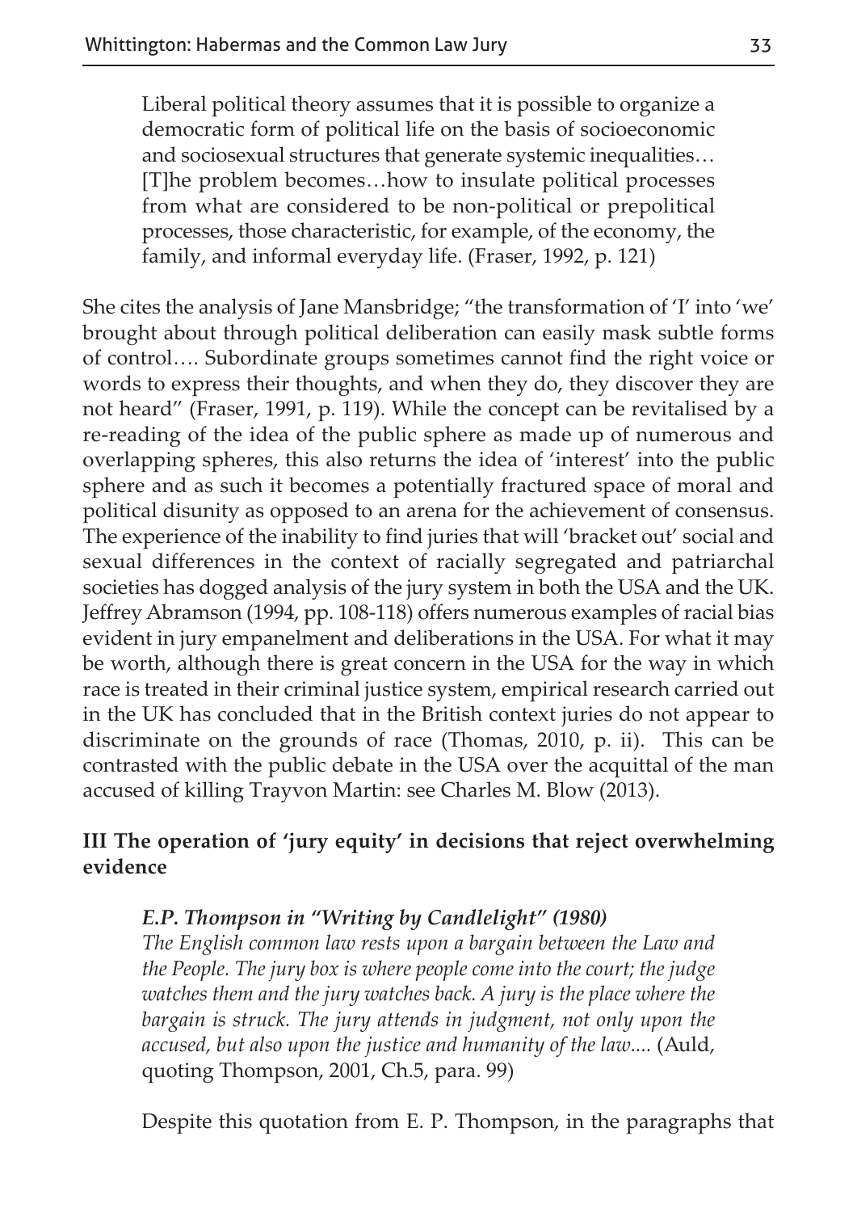> Liberal political theory assumes that it is possible to organize a democratic form of political life on the basis of socioeconomic and sociosexual structures that generate systemic inequalities… [T]he problem becomes…how to insulate political processes from what are considered to be non-political or prepolitical processes, those characteristic, for example, of the economy, the family, and informal everyday life. (Fraser, 1992, p. 121)

She cites the analysis of Jane Mansbridge; "the transformation of 'I' into 'we' brought about through political deliberation can easily mask subtle forms of control…. Subordinate groups sometimes cannot find the right voice or words to express their thoughts, and when they do, they discover they are not heard" (Fraser, 1991, p. 119). While the concept can be revitalised by a re-reading of the idea of the public sphere as made up of numerous and overlapping spheres, this also returns the idea of 'interest' into the public sphere and as such it becomes a potentially fractured space of moral and political disunity as opposed to an arena for the achievement of consensus. The experience of the inability to find juries that will 'bracket out' social and sexual differences in the context of racially segregated and patriarchal societies has dogged analysis of the jury system in both the USA and the UK. Jeffrey Abramson (1994, pp. 108-118) offers numerous examples of racial bias evident in jury empanelment and deliberations in the USA. For what it may be worth, although there is great concern in the USA for the way in which race is treated in their criminal justice system, empirical research carried out in the UK has concluded that in the British context juries do not appear to discriminate on the grounds of race (Thomas, 2010, p. ii). This can be contrasted with the public debate in the USA over the acquittal of the man accused of killing Trayvon Martin: see Charles M. Blow (2013).

## III The operation of 'jury equity' in decisions that reject overwhelming evidence

> ***E.P. Thompson in "Writing by Candlelight" (1980)***
> *The English common law rests upon a bargain between the Law and the People. The jury box is where people come into the court; the judge watches them and the jury watches back. A jury is the place where the bargain is struck. The jury attends in judgment, not only upon the accused, but also upon the justice and humanity of the law....* (Auld, quoting Thompson, 2001, Ch.5, para. 99)
>
> Despite this quotation from E. P. Thompson, in the paragraphs that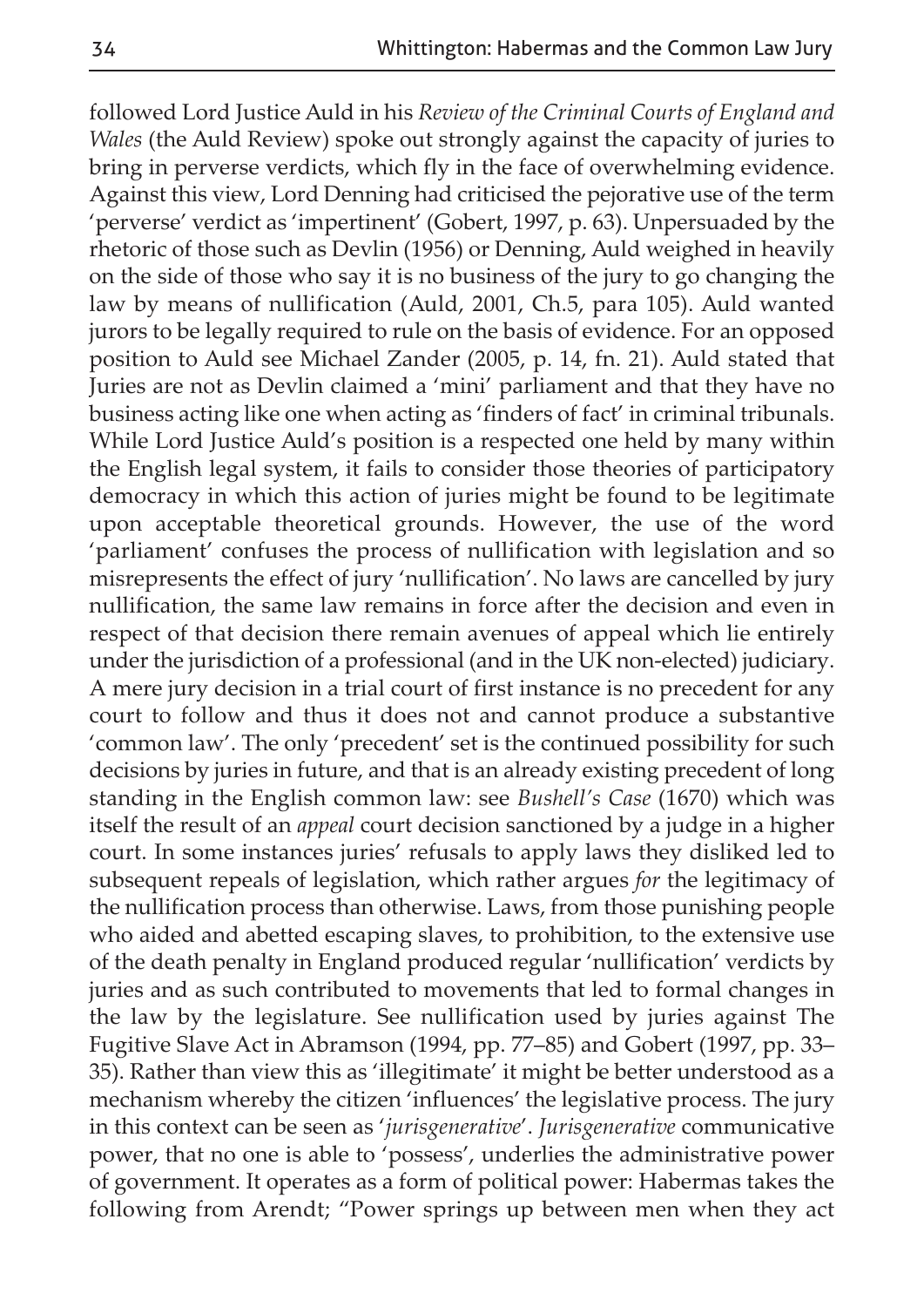followed Lord Justice Auld in his *Review of the Criminal Courts of England and Wales* (the Auld Review) spoke out strongly against the capacity of juries to bring in perverse verdicts, which fly in the face of overwhelming evidence. Against this view, Lord Denning had criticised the pejorative use of the term 'perverse' verdict as 'impertinent' (Gobert, 1997, p. 63). Unpersuaded by the rhetoric of those such as Devlin (1956) or Denning, Auld weighed in heavily on the side of those who say it is no business of the jury to go changing the law by means of nullification (Auld, 2001, Ch.5, para 105). Auld wanted jurors to be legally required to rule on the basis of evidence. For an opposed position to Auld see Michael Zander (2005, p. 14, fn. 21). Auld stated that Juries are not as Devlin claimed a 'mini' parliament and that they have no business acting like one when acting as 'finders of fact' in criminal tribunals. While Lord Justice Auld's position is a respected one held by many within the English legal system, it fails to consider those theories of participatory democracy in which this action of juries might be found to be legitimate upon acceptable theoretical grounds. However, the use of the word 'parliament' confuses the process of nullification with legislation and so misrepresents the effect of jury 'nullification'. No laws are cancelled by jury nullification, the same law remains in force after the decision and even in respect of that decision there remain avenues of appeal which lie entirely under the jurisdiction of a professional (and in the UK non-elected) judiciary. A mere jury decision in a trial court of first instance is no precedent for any court to follow and thus it does not and cannot produce a substantive 'common law'. The only 'precedent' set is the continued possibility for such decisions by juries in future, and that is an already existing precedent of long standing in the English common law: see *Bushell's Case* (1670) which was itself the result of an *appeal* court decision sanctioned by a judge in a higher court. In some instances juries' refusals to apply laws they disliked led to subsequent repeals of legislation, which rather argues *for* the legitimacy of the nullification process than otherwise. Laws, from those punishing people who aided and abetted escaping slaves, to prohibition, to the extensive use of the death penalty in England produced regular 'nullification' verdicts by juries and as such contributed to movements that led to formal changes in the law by the legislature. See nullification used by juries against The Fugitive Slave Act in Abramson (1994, pp. 77–85) and Gobert (1997, pp. 33–35). Rather than view this as 'illegitimate' it might be better understood as a mechanism whereby the citizen 'influences' the legislative process. The jury in this context can be seen as '*jurisgenerative*'. *Jurisgenerative* communicative power, that no one is able to 'possess', underlies the administrative power of government. It operates as a form of political power: Habermas takes the following from Arendt; "Power springs up between men when they act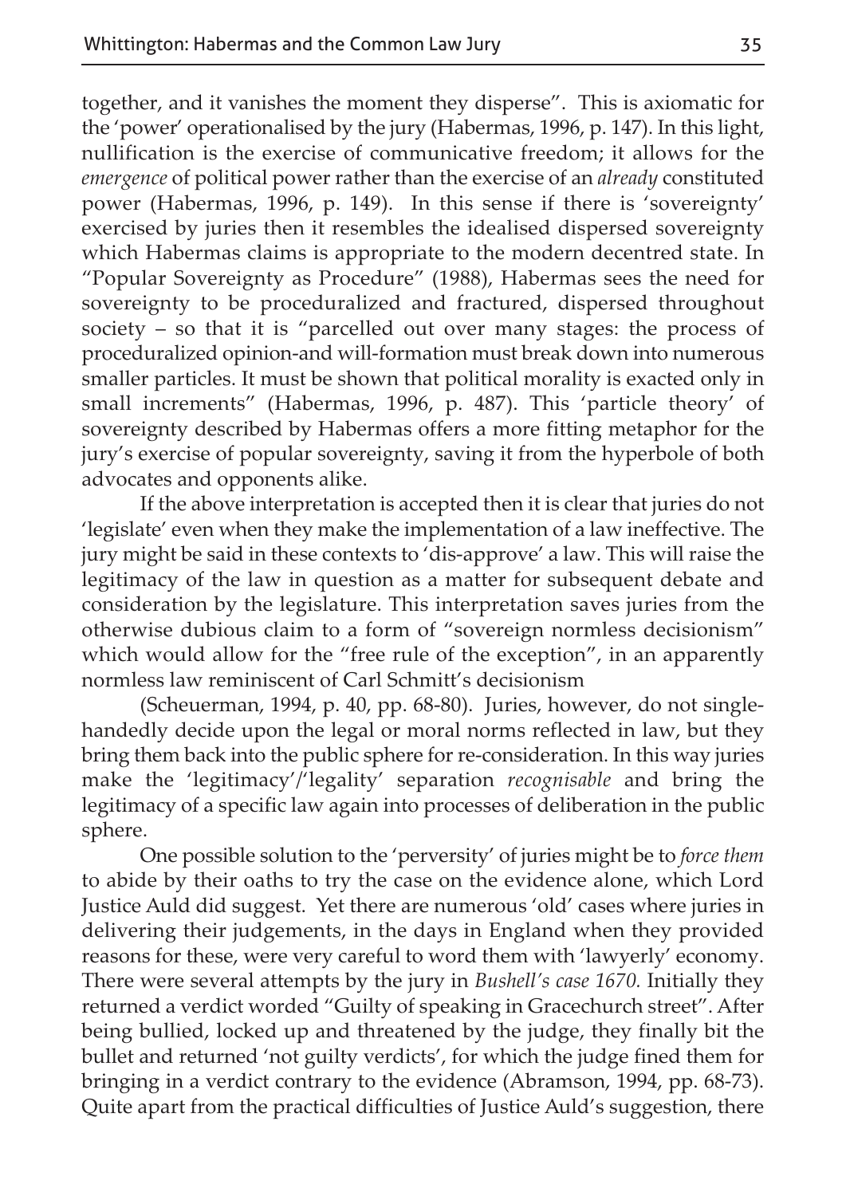together, and it vanishes the moment they disperse". This is axiomatic for the 'power' operationalised by the jury (Habermas, 1996, p. 147). In this light, nullification is the exercise of communicative freedom; it allows for the *emergence* of political power rather than the exercise of an *already* constituted power (Habermas, 1996, p. 149). In this sense if there is 'sovereignty' exercised by juries then it resembles the idealised dispersed sovereignty which Habermas claims is appropriate to the modern decentred state. In "Popular Sovereignty as Procedure" (1988), Habermas sees the need for sovereignty to be proceduralized and fractured, dispersed throughout society – so that it is "parcelled out over many stages: the process of proceduralized opinion-and will-formation must break down into numerous smaller particles. It must be shown that political morality is exacted only in small increments" (Habermas, 1996, p. 487). This 'particle theory' of sovereignty described by Habermas offers a more fitting metaphor for the jury's exercise of popular sovereignty, saving it from the hyperbole of both advocates and opponents alike.

If the above interpretation is accepted then it is clear that juries do not 'legislate' even when they make the implementation of a law ineffective. The jury might be said in these contexts to 'dis-approve' a law. This will raise the legitimacy of the law in question as a matter for subsequent debate and consideration by the legislature. This interpretation saves juries from the otherwise dubious claim to a form of "sovereign normless decisionism" which would allow for the "free rule of the exception", in an apparently normless law reminiscent of Carl Schmitt's decisionism

(Scheuerman, 1994, p. 40, pp. 68-80). Juries, however, do not single-handedly decide upon the legal or moral norms reflected in law, but they bring them back into the public sphere for re-consideration. In this way juries make the 'legitimacy'/'legality' separation *recognisable* and bring the legitimacy of a specific law again into processes of deliberation in the public sphere.

One possible solution to the 'perversity' of juries might be to *force them* to abide by their oaths to try the case on the evidence alone, which Lord Justice Auld did suggest. Yet there are numerous 'old' cases where juries in delivering their judgements, in the days in England when they provided reasons for these, were very careful to word them with 'lawyerly' economy. There were several attempts by the jury in *Bushell's case 1670.* Initially they returned a verdict worded "Guilty of speaking in Gracechurch street". After being bullied, locked up and threatened by the judge, they finally bit the bullet and returned 'not guilty verdicts', for which the judge fined them for bringing in a verdict contrary to the evidence (Abramson, 1994, pp. 68-73). Quite apart from the practical difficulties of Justice Auld's suggestion, there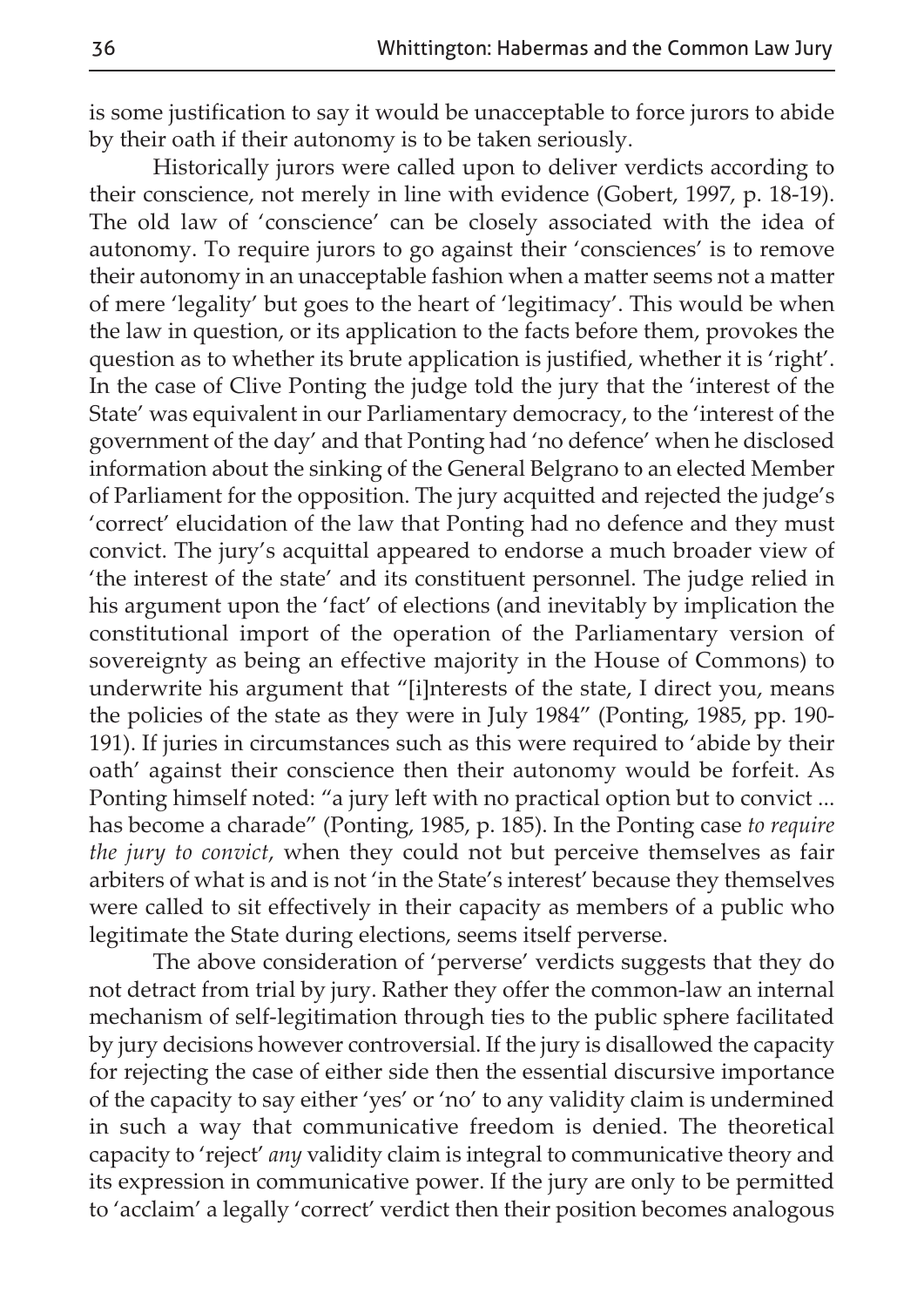is some justification to say it would be unacceptable to force jurors to abide by their oath if their autonomy is to be taken seriously.

Historically jurors were called upon to deliver verdicts according to their conscience, not merely in line with evidence (Gobert, 1997, p. 18-19). The old law of 'conscience' can be closely associated with the idea of autonomy. To require jurors to go against their 'consciences' is to remove their autonomy in an unacceptable fashion when a matter seems not a matter of mere 'legality' but goes to the heart of 'legitimacy'. This would be when the law in question, or its application to the facts before them, provokes the question as to whether its brute application is justified, whether it is 'right'. In the case of Clive Ponting the judge told the jury that the 'interest of the State' was equivalent in our Parliamentary democracy, to the 'interest of the government of the day' and that Ponting had 'no defence' when he disclosed information about the sinking of the General Belgrano to an elected Member of Parliament for the opposition. The jury acquitted and rejected the judge's 'correct' elucidation of the law that Ponting had no defence and they must convict. The jury's acquittal appeared to endorse a much broader view of 'the interest of the state' and its constituent personnel. The judge relied in his argument upon the 'fact' of elections (and inevitably by implication the constitutional import of the operation of the Parliamentary version of sovereignty as being an effective majority in the House of Commons) to underwrite his argument that "[i]nterests of the state, I direct you, means the policies of the state as they were in July 1984" (Ponting, 1985, pp. 190-191). If juries in circumstances such as this were required to 'abide by their oath' against their conscience then their autonomy would be forfeit. As Ponting himself noted: "a jury left with no practical option but to convict ... has become a charade" (Ponting, 1985, p. 185). In the Ponting case *to require the jury to convict*, when they could not but perceive themselves as fair arbiters of what is and is not 'in the State's interest' because they themselves were called to sit effectively in their capacity as members of a public who legitimate the State during elections, seems itself perverse.

The above consideration of 'perverse' verdicts suggests that they do not detract from trial by jury. Rather they offer the common-law an internal mechanism of self-legitimation through ties to the public sphere facilitated by jury decisions however controversial. If the jury is disallowed the capacity for rejecting the case of either side then the essential discursive importance of the capacity to say either 'yes' or 'no' to any validity claim is undermined in such a way that communicative freedom is denied. The theoretical capacity to 'reject' *any* validity claim is integral to communicative theory and its expression in communicative power. If the jury are only to be permitted to 'acclaim' a legally 'correct' verdict then their position becomes analogous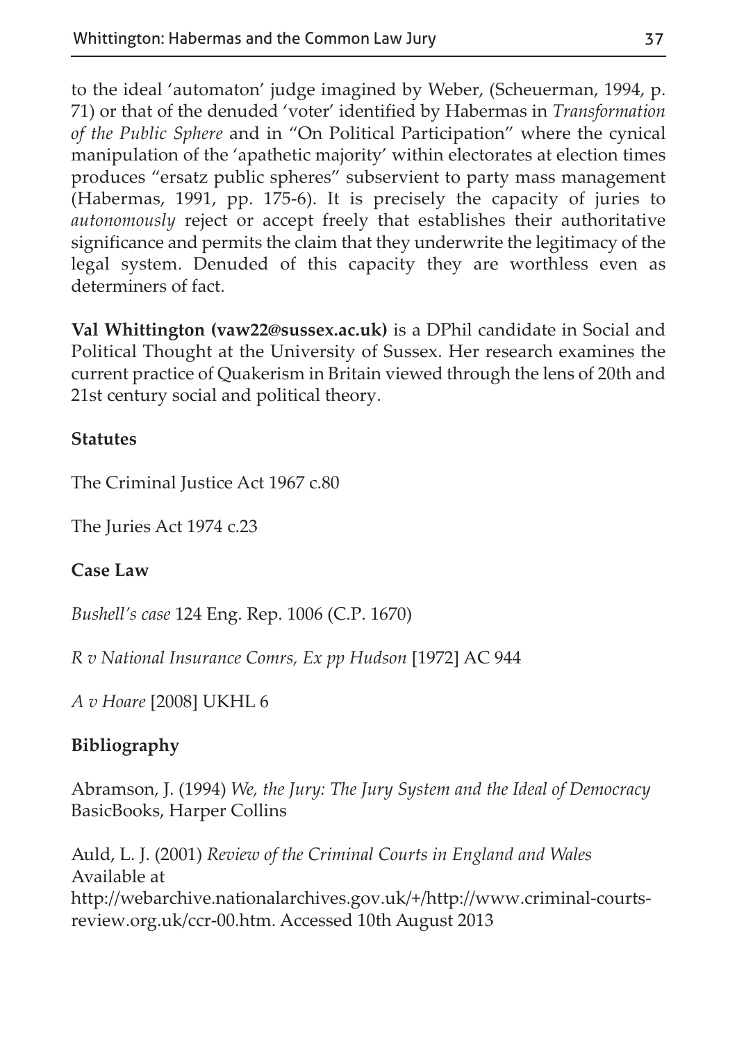to the ideal 'automaton' judge imagined by Weber, (Scheuerman, 1994, p. 71) or that of the denuded 'voter' identified by Habermas in *Transformation of the Public Sphere* and in "On Political Participation" where the cynical manipulation of the 'apathetic majority' within electorates at election times produces "ersatz public spheres" subservient to party mass management (Habermas, 1991, pp. 175-6). It is precisely the capacity of juries to *autonomously* reject or accept freely that establishes their authoritative significance and permits the claim that they underwrite the legitimacy of the legal system. Denuded of this capacity they are worthless even as determiners of fact.

**Val Whittington (vaw22@sussex.ac.uk)** is a DPhil candidate in Social and Political Thought at the University of Sussex. Her research examines the current practice of Quakerism in Britain viewed through the lens of 20th and 21st century social and political theory.

**Statutes**

The Criminal Justice Act 1967 c.80

The Juries Act 1974 c.23

**Case Law**

*Bushell's case* 124 Eng. Rep. 1006 (C.P. 1670)

*R v National Insurance Comrs, Ex pp Hudson* [1972] AC 944

*A v Hoare* [2008] UKHL 6

**Bibliography**

Abramson, J. (1994) *We, the Jury: The Jury System and the Ideal of Democracy* BasicBooks, Harper Collins

Auld, L. J. (2001) *Review of the Criminal Courts in England and Wales* Available at http://webarchive.nationalarchives.gov.uk/+/http://www.criminal-courts-review.org.uk/ccr-00.htm. Accessed 10th August 2013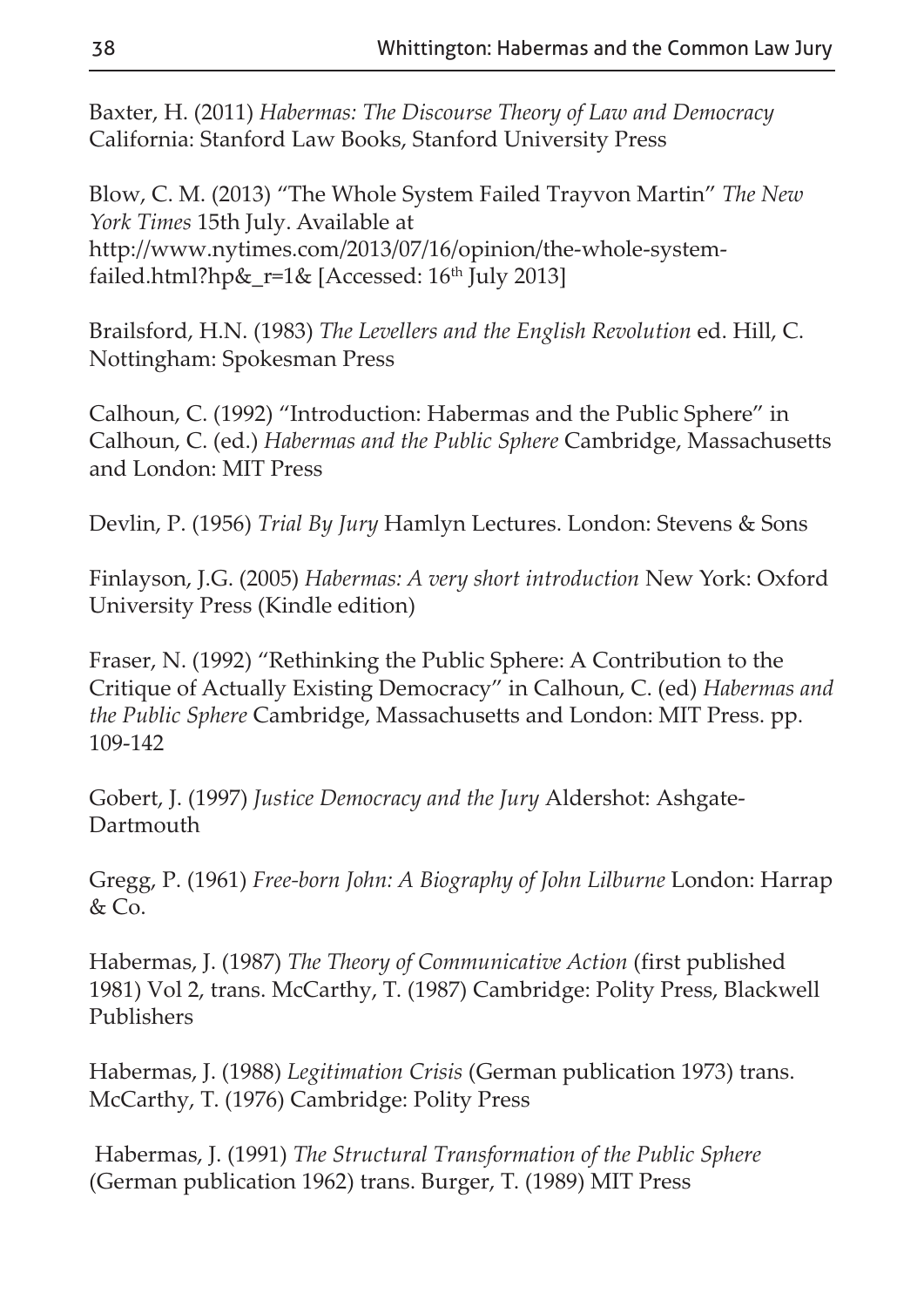Baxter, H. (2011) *Habermas: The Discourse Theory of Law and Democracy* California: Stanford Law Books, Stanford University Press

Blow, C. M. (2013) "The Whole System Failed Trayvon Martin" *The New York Times* 15th July. Available at http://www.nytimes.com/2013/07/16/opinion/the-whole-system-failed.html?hp&_r=1& [Accessed: 16th July 2013]

Brailsford, H.N. (1983) *The Levellers and the English Revolution* ed. Hill, C. Nottingham: Spokesman Press

Calhoun, C. (1992) "Introduction: Habermas and the Public Sphere" in Calhoun, C. (ed.) *Habermas and the Public Sphere* Cambridge, Massachusetts and London: MIT Press

Devlin, P. (1956) *Trial By Jury* Hamlyn Lectures. London: Stevens & Sons

Finlayson, J.G. (2005) *Habermas: A very short introduction* New York: Oxford University Press (Kindle edition)

Fraser, N. (1992) "Rethinking the Public Sphere: A Contribution to the Critique of Actually Existing Democracy" in Calhoun, C. (ed) *Habermas and the Public Sphere* Cambridge, Massachusetts and London: MIT Press. pp. 109-142

Gobert, J. (1997) *Justice Democracy and the Jury* Aldershot: Ashgate-Dartmouth

Gregg, P. (1961) *Free-born John: A Biography of John Lilburne* London: Harrap & Co.

Habermas, J. (1987) *The Theory of Communicative Action* (first published 1981) Vol 2, trans. McCarthy, T. (1987) Cambridge: Polity Press, Blackwell Publishers

Habermas, J. (1988) *Legitimation Crisis* (German publication 1973) trans. McCarthy, T. (1976) Cambridge: Polity Press

Habermas, J. (1991) *The Structural Transformation of the Public Sphere* (German publication 1962) trans. Burger, T. (1989) MIT Press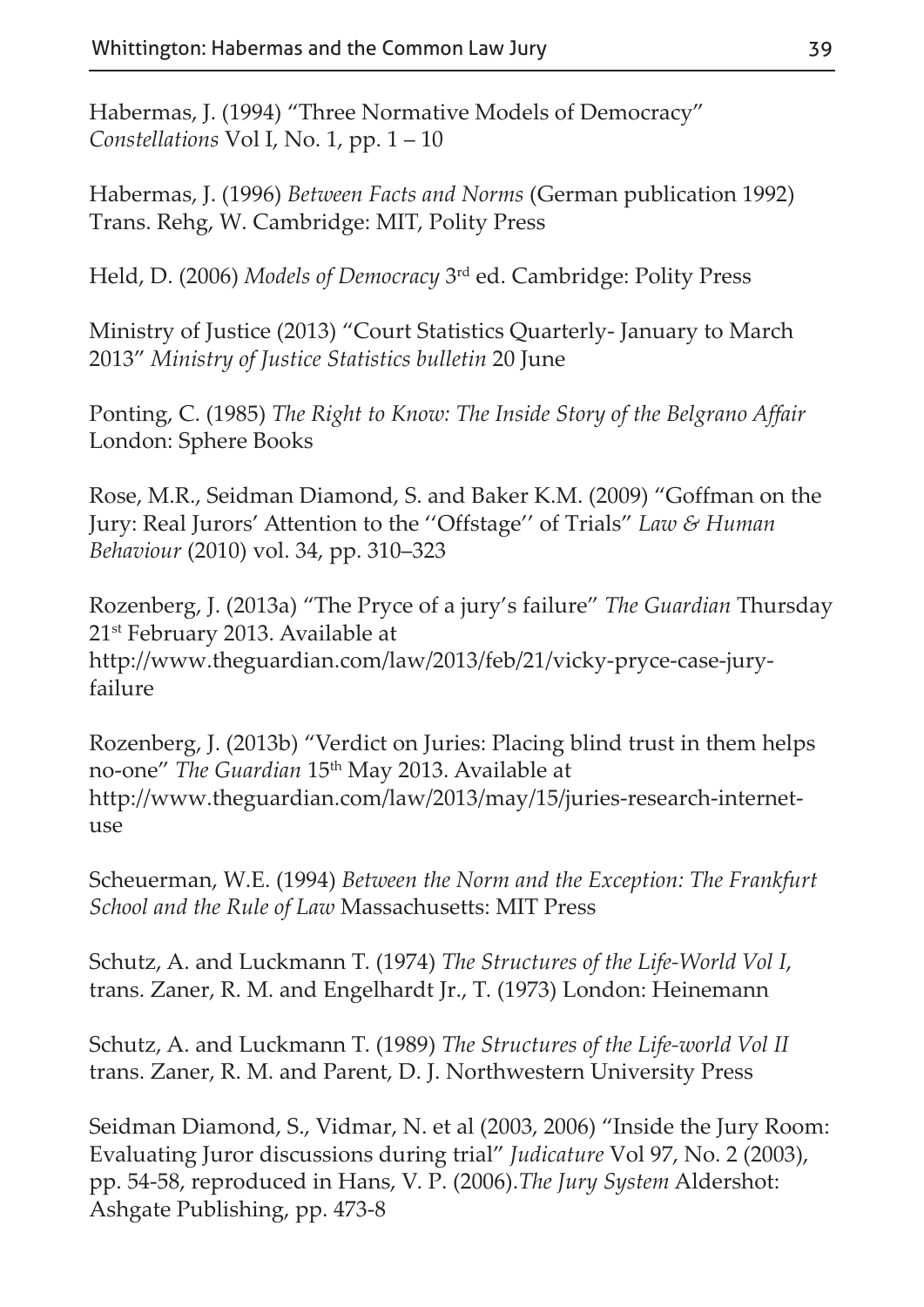Habermas, J. (1994) "Three Normative Models of Democracy" *Constellations* Vol I, No. 1, pp. 1 – 10

Habermas, J. (1996) *Between Facts and Norms* (German publication 1992) Trans. Rehg, W. Cambridge: MIT, Polity Press

Held, D. (2006) *Models of Democracy* 3rd ed. Cambridge: Polity Press

Ministry of Justice (2013) "Court Statistics Quarterly- January to March 2013" *Ministry of Justice Statistics bulletin* 20 June

Ponting, C. (1985) *The Right to Know: The Inside Story of the Belgrano Affair* London: Sphere Books

Rose, M.R., Seidman Diamond, S. and Baker K.M. (2009) "Goffman on the Jury: Real Jurors' Attention to the ''Offstage'' of Trials" *Law & Human Behaviour* (2010) vol. 34, pp. 310–323

Rozenberg, J. (2013a) "The Pryce of a jury's failure" *The Guardian* Thursday 21st February 2013. Available at http://www.theguardian.com/law/2013/feb/21/vicky-pryce-case-jury-failure

Rozenberg, J. (2013b) "Verdict on Juries: Placing blind trust in them helps no-one" *The Guardian* 15th May 2013. Available at http://www.theguardian.com/law/2013/may/15/juries-research-internet-use

Scheuerman, W.E. (1994) *Between the Norm and the Exception: The Frankfurt School and the Rule of Law* Massachusetts: MIT Press

Schutz, A. and Luckmann T. (1974) *The Structures of the Life-World Vol I*, trans. Zaner, R. M. and Engelhardt Jr., T. (1973) London: Heinemann

Schutz, A. and Luckmann T. (1989) *The Structures of the Life-world Vol II* trans. Zaner, R. M. and Parent, D. J. Northwestern University Press

Seidman Diamond, S., Vidmar, N. et al (2003, 2006) "Inside the Jury Room: Evaluating Juror discussions during trial" *Judicature* Vol 97, No. 2 (2003), pp. 54-58, reproduced in Hans, V. P. (2006).*The Jury System* Aldershot: Ashgate Publishing, pp. 473-8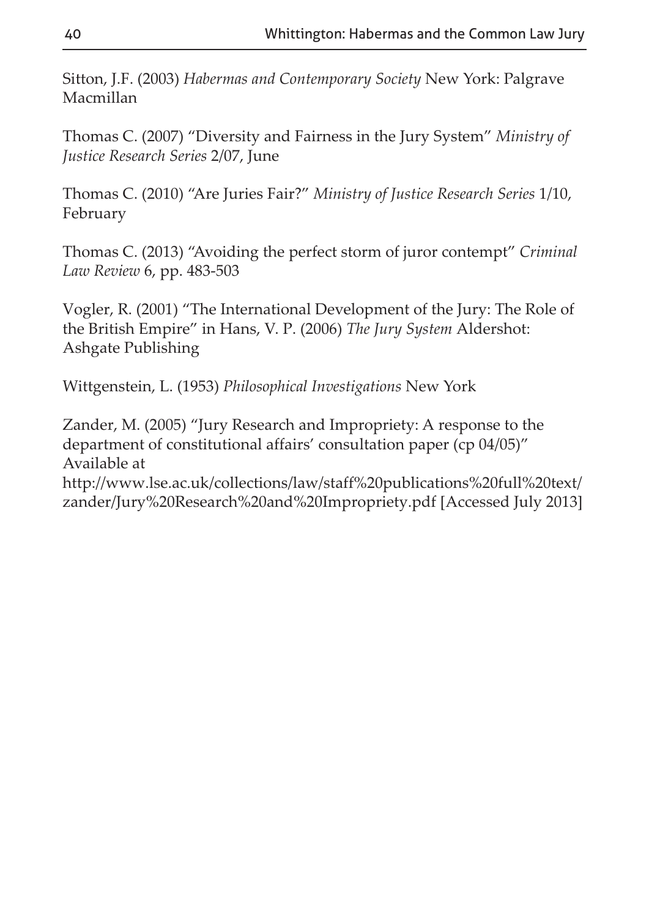Sitton, J.F. (2003) *Habermas and Contemporary Society* New York: Palgrave Macmillan

Thomas C. (2007) "Diversity and Fairness in the Jury System" *Ministry of Justice Research Series* 2/07, June

Thomas C. (2010) "Are Juries Fair?" *Ministry of Justice Research Series* 1/10, February

Thomas C. (2013) "Avoiding the perfect storm of juror contempt" *Criminal Law Review* 6, pp. 483-503

Vogler, R. (2001) "The International Development of the Jury: The Role of the British Empire" in Hans, V. P. (2006) *The Jury System* Aldershot: Ashgate Publishing

Wittgenstein, L. (1953) *Philosophical Investigations* New York

Zander, M. (2005) "Jury Research and Impropriety: A response to the department of constitutional affairs' consultation paper (cp 04/05)" Available at http://www.lse.ac.uk/collections/law/staff%20publications%20full%20text/zander/Jury%20Research%20and%20Impropriety.pdf [Accessed July 2013]